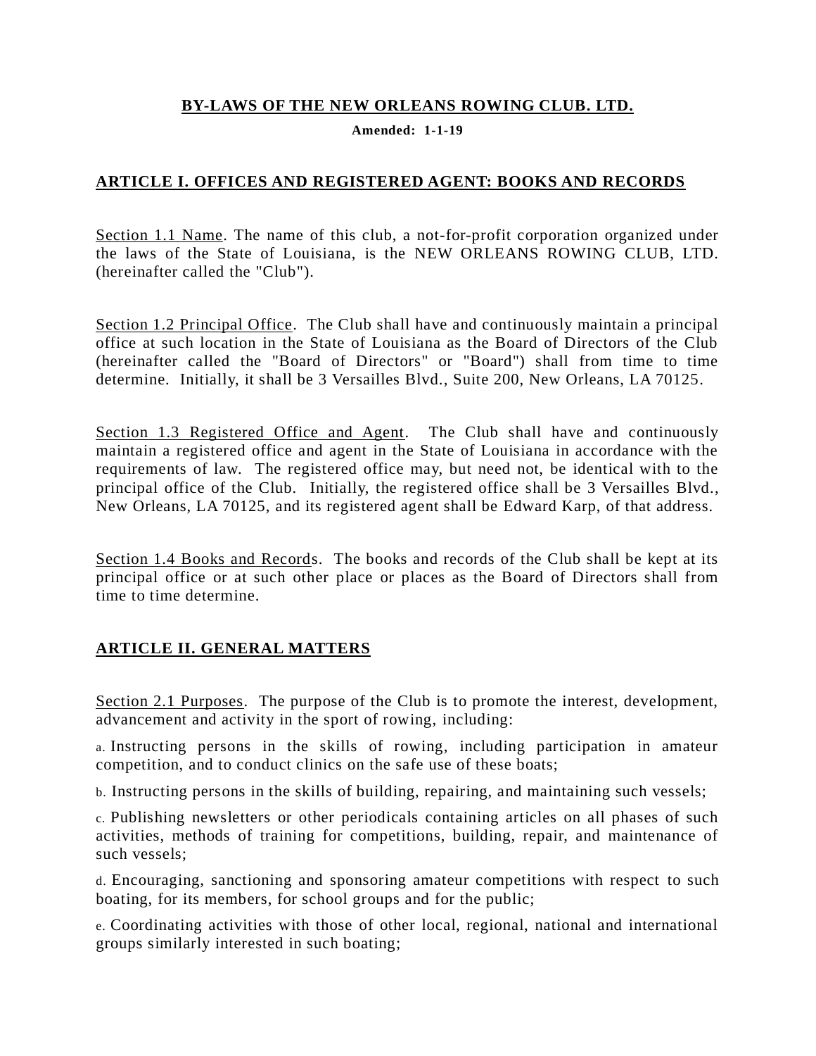# BY-LAWS OF THE NEW ORLEANS ROWING CLUB. LTD.

**Amended: 1-1-19**

## ARTICLE I. OFFICES AND REGISTERED AGENT: BOOKS AND RECORDS

Section 1.1 Name. The name of this club, a not-for-profit corporation organized under the laws of the State of Louisiana, is the NEW ORLEANS ROWING CLUB, LTD. (hereinafter called the "Club").

Section 1.2 Principal Office. The Club shall have and continuously maintain a principal office at such location in the State of Louisiana as the Board of Directors of the Club (hereinafter called the "Board of Directors" or "Board") shall from time to time determine. Initially, it shall be 3 Versailles Blvd., Suite 200, New Orleans, LA 70125.

Section 1.3 Registered Office and Agent. The Club shall have and continuously maintain a registered office and agent in the State of Louisiana in accordance with the requirements of law. The registered office may, but need not, be identical with to the principal office of the Club. Initially, the registered office shall be 3 Versailles Blvd., New Orleans, LA 70125, and its registered agent shall be Edward Karp, of that address.

Section 1.4 Books and Records. The books and records of the Club shall be kept at its principal office or at such other place or places as the Board of Directors shall from time to time determine.

## ARTICLE II. GENERAL MATTERS

Section 2.1 Purposes. The purpose of the Club is to promote the interest, development, advancement and activity in the sport of rowing, including:

a. Instructing persons in the skills of rowing, including participation in amateur competition, and to conduct clinics on the safe use of these boats;

b. Instructing persons in the skills of building, repairing, and maintaining such vessels;

c. Publishing newsletters or other periodicals containing articles on all phases of such activities, methods of training for competitions, building, repair, and maintenance of such vessels;

d. Encouraging, sanctioning and sponsoring amateur competitions with respect to such boating, for its members, for school groups and for the public;

e. Coordinating activities with those of other local, regional, national and international groups similarly interested in such boating;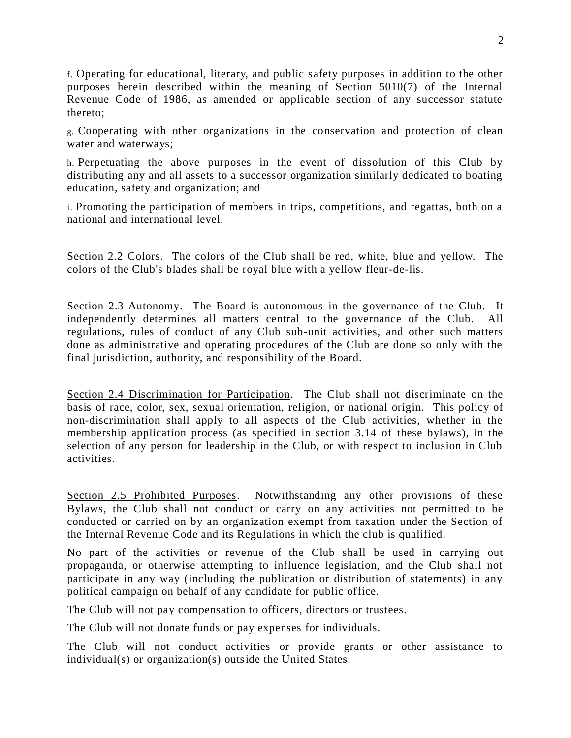f. Operating for educational, literary, and public safety purposes in addition to the other purposes herein described within the meaning of Section 5010(7) of the Internal Revenue Code of 1986, as amended or applicable section of any successor statute thereto;

g. Cooperating with other organizations in the conservation and protection of clean water and waterways;

h. Perpetuating the above purposes in the event of dissolution of this Club by distributing any and all assets to a successor organization similarly dedicated to boating education, safety and organization; and

i. Promoting the participation of members in trips, competitions, and regattas, both on a national and international level.

Section 2.2 Colors. The colors of the Club shall be red, white, blue and yellow. The colors of the Club's blades shall be royal blue with a yellow fleur-de-lis.

Section 2.3 Autonomy. The Board is autonomous in the governance of the Club. It independently determines all matters central to the governance of the Club. All regulations, rules of conduct of any Club sub-unit activities, and other such matters done as administrative and operating procedures of the Club are done so only with the final jurisdiction, authority, and responsibility of the Board.

Section 2.4 Discrimination for Participation. The Club shall not discriminate on the basis of race, color, sex, sexual orientation, religion, or national origin. This policy of non-discrimination shall apply to all aspects of the Club activities, whether in the membership application process (as specified in section 3.14 of these bylaws), in the selection of any person for leadership in the Club, or with respect to inclusion in Club activities.

Section 2.5 Prohibited Purposes. Notwithstanding any other provisions of these Bylaws, the Club shall not conduct or carry on any activities not permitted to be conducted or carried on by an organization exempt from taxation under the Section of the Internal Revenue Code and its Regulations in which the club is qualified.

No part of the activities or revenue of the Club shall be used in carrying out propaganda, or otherwise attempting to influence legislation, and the Club shall not participate in any way (including the publication or distribution of statements) in any political campaign on behalf of any candidate for public office.

The Club will not pay compensation to officers, directors or trustees.

The Club will not donate funds or pay expenses for individuals.

The Club will not conduct activities or provide grants or other assistance to individual(s) or organization(s) outside the United States.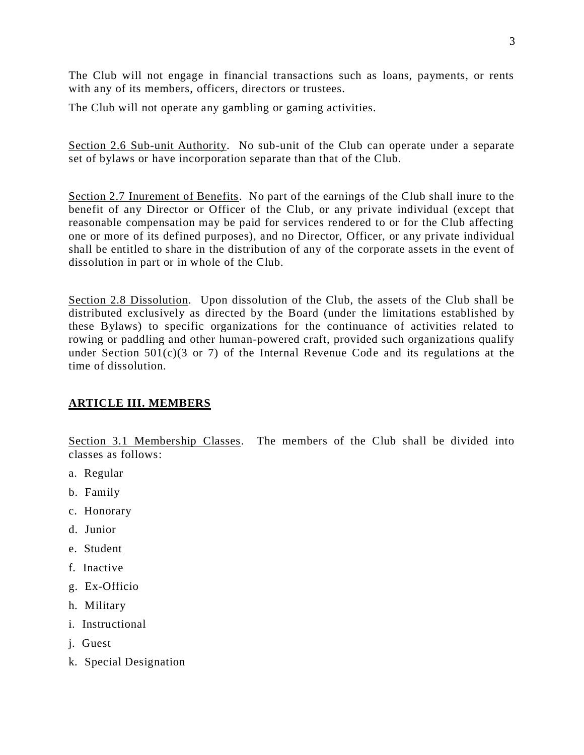The Club will not engage in financial transactions such as loans, payments, or rents with any of its members, officers, directors or trustees.

The Club will not operate any gambling or gaming activities.

Section 2.6 Sub-unit Authority. No sub-unit of the Club can operate under a separate set of bylaws or have incorporation separate than that of the Club.

Section 2.7 Inurement of Benefits. No part of the earnings of the Club shall inure to the benefit of any Director or Officer of the Club, or any private individual (except that reasonable compensation may be paid for services rendered to or for the Club affecting one or more of its defined purposes), and no Director, Officer, or any private individual shall be entitled to share in the distribution of any of the corporate assets in the event of dissolution in part or in whole of the Club.

Section 2.8 Dissolution. Upon dissolution of the Club, the assets of the Club shall be distributed exclusively as directed by the Board (under the limitations established by these Bylaws) to specific organizations for the continuance of activities related to rowing or paddling and other human-powered craft, provided such organizations qualify under Section 501(c)(3 or 7) of the Internal Revenue Code and its regulations at the time of dissolution.

## ARTICLE III. MEMBERS

Section 3.1 Membership Classes. The members of the Club shall be divided into classes as follows:

a. Regular

b. Family

c. Honorary

d. Junior

e. Student

f. Inactive

g. Ex-Officio

h. Military

i. Instructional

j. Guest

k. Special Designation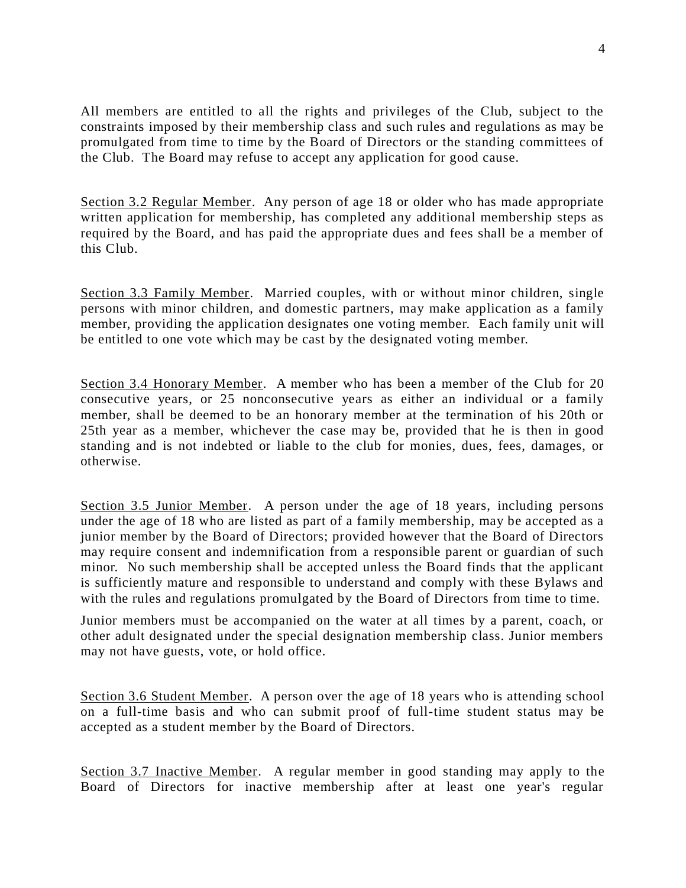All members are entitled to all the rights and privileges of the Club, subject to the constraints imposed by their membership class and such rules and regulations as may be promulgated from time to time by the Board of Directors or the standing committees of the Club. The Board may refuse to accept any application for good cause.

<u>Section 3.2 Regular Member</u>. Any person of age 18 or older who has made appropriate written application for membership, has completed any additional membership steps as required by the Board, and has paid the appropriate dues and fees shall be a member of this Club.

<u>Section 3.3 Family Member</u>. Married couples, with or without minor children, single persons with minor children, and domestic partners, may make application as a family member, providing the application designates one voting member. Each family unit will be entitled to one vote which may be cast by the designated voting member.

<u>Section 3.4 Honorary Member</u>. A member who has been a member of the Club for 20 consecutive years, or 25 nonconsecutive years as either an individual or a family member, shall be deemed to be an honorary member at the termination of his 20th or 25th year as a member, whichever the case may be, provided that he is then in good standing and is not indebted or liable to the club for monies, dues, fees, damages, or otherwise.

<u>Section 3.5 Junior Member</u>. A person under the age of 18 years, including persons under the age of 18 who are listed as part of a family membership, may be accepted as a junior member by the Board of Directors; provided however that the Board of Directors may require consent and indemnification from a responsible parent or guardian of such minor. No such membership shall be accepted unless the Board finds that the applicant is sufficiently mature and responsible to understand and comply with these Bylaws and with the rules and regulations promulgated by the Board of Directors from time to time.

Junior members must be accompanied on the water at all times by a parent, coach, or other adult designated under the special designation membership class. Junior members may not have guests, vote, or hold office.

<u>Section 3.6 Student Member</u>. A person over the age of 18 years who is attending school on a full-time basis and who can submit proof of full-time student status may be accepted as a student member by the Board of Directors.

<u>Section 3.7 Inactive Member</u>. A regular member in good standing may apply to the Board of Directors for inactive membership after at least one year's regular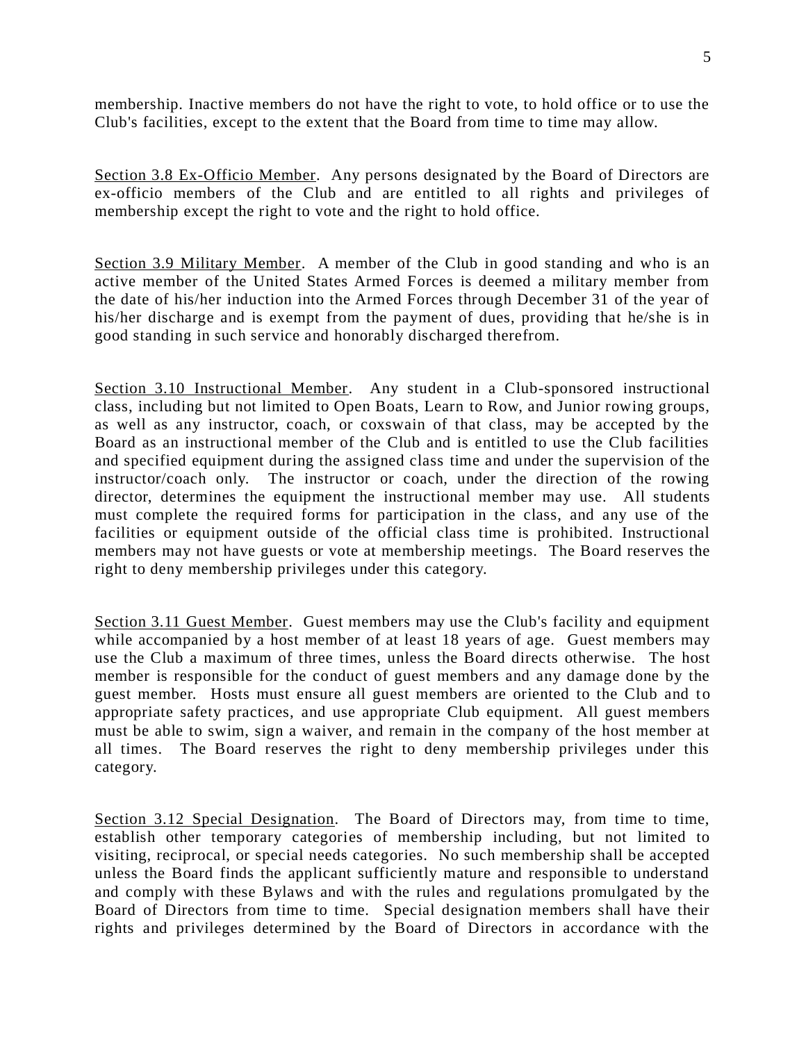membership. Inactive members do not have the right to vote, to hold office or to use the Club's facilities, except to the extent that the Board from time to time may allow.

Section 3.8 Ex-Officio Member. Any persons designated by the Board of Directors are ex-officio members of the Club and are entitled to all rights and privileges of membership except the right to vote and the right to hold office.

Section 3.9 Military Member. A member of the Club in good standing and who is an active member of the United States Armed Forces is deemed a military member from the date of his/her induction into the Armed Forces through December 31 of the year of his/her discharge and is exempt from the payment of dues, providing that he/she is in good standing in such service and honorably discharged therefrom.

Section 3.10 Instructional Member. Any student in a Club-sponsored instructional class, including but not limited to Open Boats, Learn to Row, and Junior rowing groups, as well as any instructor, coach, or coxswain of that class, may be accepted by the Board as an instructional member of the Club and is entitled to use the Club facilities and specified equipment during the assigned class time and under the supervision of the instructor/coach only. The instructor or coach, under the direction of the rowing director, determines the equipment the instructional member may use. All students must complete the required forms for participation in the class, and any use of the facilities or equipment outside of the official class time is prohibited. Instructional members may not have guests or vote at membership meetings. The Board reserves the right to deny membership privileges under this category.

Section 3.11 Guest Member. Guest members may use the Club's facility and equipment while accompanied by a host member of at least 18 years of age. Guest members may use the Club a maximum of three times, unless the Board directs otherwise. The host member is responsible for the conduct of guest members and any damage done by the guest member. Hosts must ensure all guest members are oriented to the Club and to appropriate safety practices, and use appropriate Club equipment. All guest members must be able to swim, sign a waiver, and remain in the company of the host member at all times. The Board reserves the right to deny membership privileges under this category.

Section 3.12 Special Designation. The Board of Directors may, from time to time, establish other temporary categories of membership including, but not limited to visiting, reciprocal, or special needs categories. No such membership shall be accepted unless the Board finds the applicant sufficiently mature and responsible to understand and comply with these Bylaws and with the rules and regulations promulgated by the Board of Directors from time to time. Special designation members shall have their rights and privileges determined by the Board of Directors in accordance with the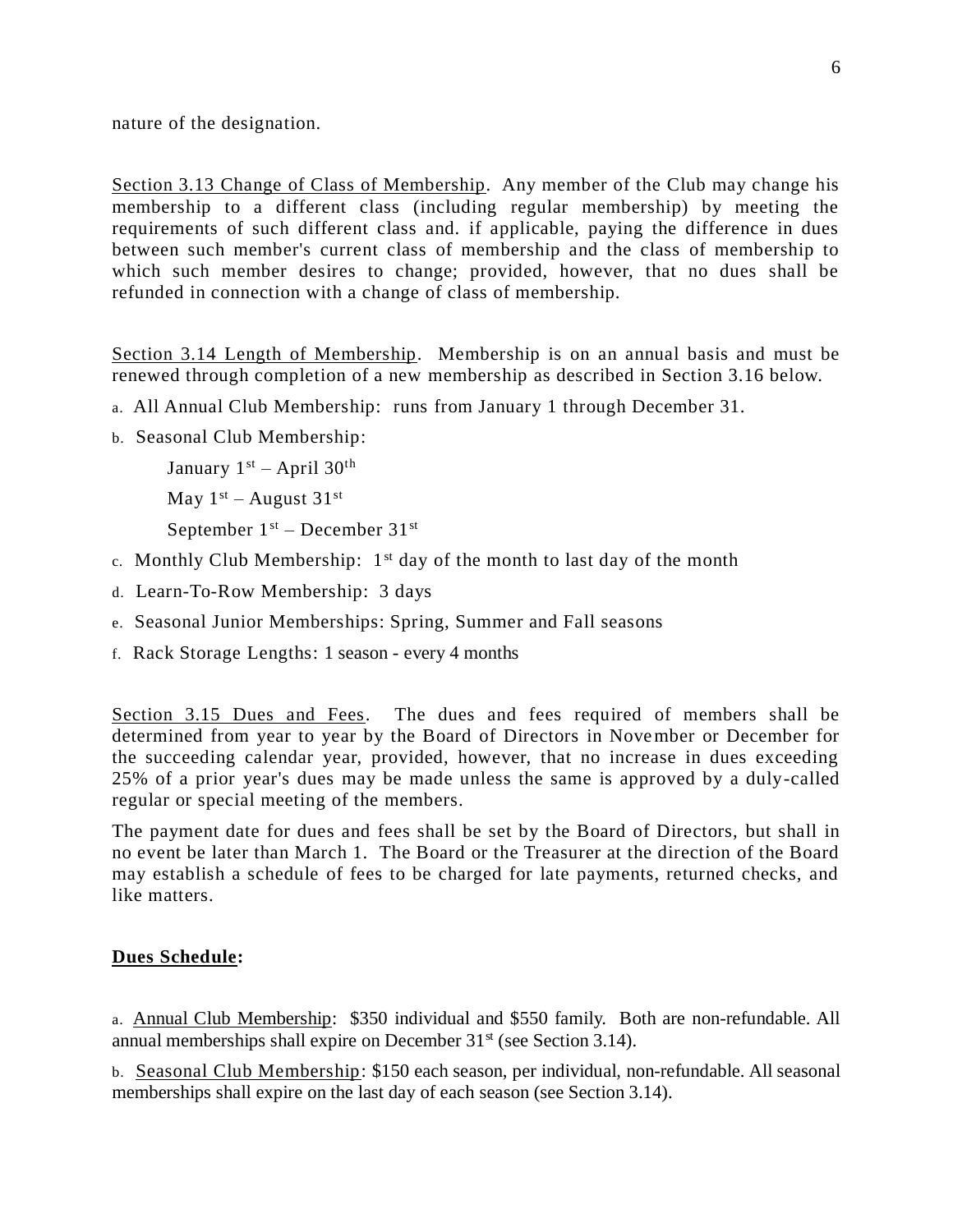nature of the designation.

Section 3.13 Change of Class of Membership. Any member of the Club may change his membership to a different class (including regular membership) by meeting the requirements of such different class and. if applicable, paying the difference in dues between such member's current class of membership and the class of membership to which such member desires to change; provided, however, that no dues shall be refunded in connection with a change of class of membership.

Section 3.14 Length of Membership. Membership is on an annual basis and must be renewed through completion of a new membership as described in Section 3.16 below.

a. All Annual Club Membership: runs from January 1 through December 31.

b. Seasonal Club Membership:

   January 1st – April 30th

   May 1st – August 31st

   September 1st – December 31st

c. Monthly Club Membership: 1st day of the month to last day of the month

d. Learn-To-Row Membership: 3 days

e. Seasonal Junior Memberships: Spring, Summer and Fall seasons

f. Rack Storage Lengths: 1 season - every 4 months

Section 3.15 Dues and Fees. The dues and fees required of members shall be determined from year to year by the Board of Directors in November or December for the succeeding calendar year, provided, however, that no increase in dues exceeding 25% of a prior year's dues may be made unless the same is approved by a duly-called regular or special meeting of the members.

The payment date for dues and fees shall be set by the Board of Directors, but shall in no event be later than March 1. The Board or the Treasurer at the direction of the Board may establish a schedule of fees to be charged for late payments, returned checks, and like matters.

**Dues Schedule:**

a. Annual Club Membership: $350 individual and $550 family. Both are non-refundable. All annual memberships shall expire on December 31st (see Section 3.14).

b. Seasonal Club Membership: $150 each season, per individual, non-refundable. All seasonal memberships shall expire on the last day of each season (see Section 3.14).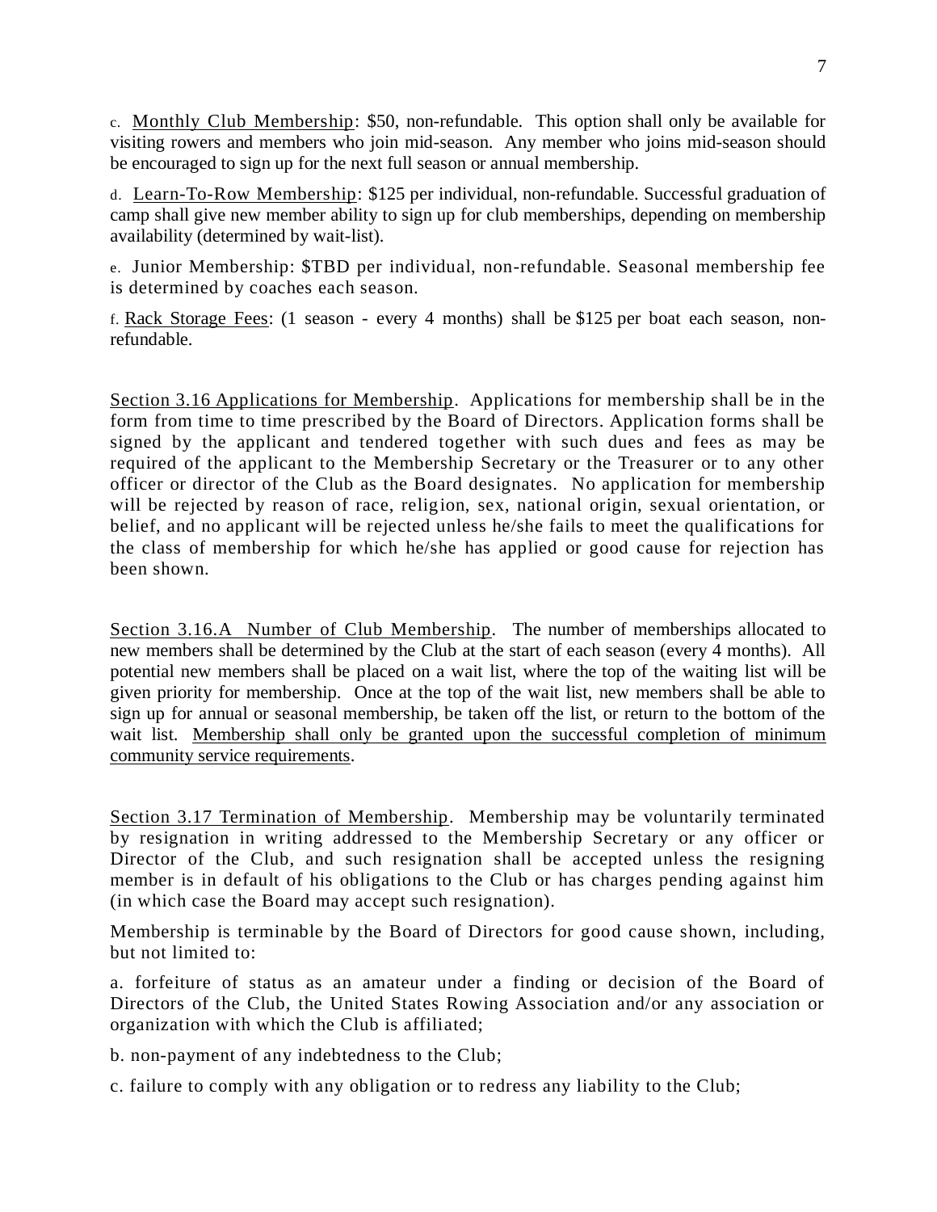c. <u>Monthly Club Membership</u>: $50, non-refundable. This option shall only be available for visiting rowers and members who join mid-season. Any member who joins mid-season should be encouraged to sign up for the next full season or annual membership.

d. <u>Learn-To-Row Membership</u>: $125 per individual, non-refundable. Successful graduation of camp shall give new member ability to sign up for club memberships, depending on membership availability (determined by wait-list).

e. Junior Membership: $TBD per individual, non-refundable. Seasonal membership fee is determined by coaches each season.

f. <u>Rack Storage Fees</u>: (1 season - every 4 months) shall be $125 per boat each season, non-refundable.

<u>Section 3.16 Applications for Membership</u>. Applications for membership shall be in the form from time to time prescribed by the Board of Directors. Application forms shall be signed by the applicant and tendered together with such dues and fees as may be required of the applicant to the Membership Secretary or the Treasurer or to any other officer or director of the Club as the Board designates. No application for membership will be rejected by reason of race, religion, sex, national origin, sexual orientation, or belief, and no applicant will be rejected unless he/she fails to meet the qualifications for the class of membership for which he/she has applied or good cause for rejection has been shown.

<u>Section 3.16.A Number of Club Membership</u>. The number of memberships allocated to new members shall be determined by the Club at the start of each season (every 4 months). All potential new members shall be placed on a wait list, where the top of the waiting list will be given priority for membership. Once at the top of the wait list, new members shall be able to sign up for annual or seasonal membership, be taken off the list, or return to the bottom of the wait list. <u>Membership shall only be granted upon the successful completion of minimum community service requirements</u>.

<u>Section 3.17 Termination of Membership</u>. Membership may be voluntarily terminated by resignation in writing addressed to the Membership Secretary or any officer or Director of the Club, and such resignation shall be accepted unless the resigning member is in default of his obligations to the Club or has charges pending against him (in which case the Board may accept such resignation).

Membership is terminable by the Board of Directors for good cause shown, including, but not limited to:

a. forfeiture of status as an amateur under a finding or decision of the Board of Directors of the Club, the United States Rowing Association and/or any association or organization with which the Club is affiliated;

b. non-payment of any indebtedness to the Club;

c. failure to comply with any obligation or to redress any liability to the Club;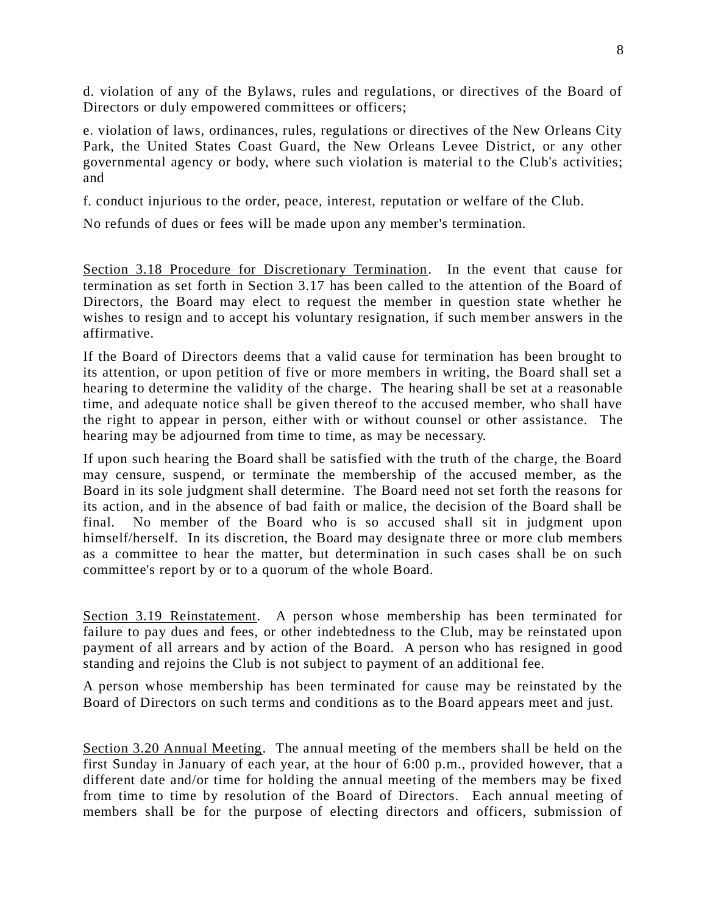d. violation of any of the Bylaws, rules and regulations, or directives of the Board of Directors or duly empowered committees or officers;

e. violation of laws, ordinances, rules, regulations or directives of the New Orleans City Park, the United States Coast Guard, the New Orleans Levee District, or any other governmental agency or body, where such violation is material to the Club's activities; and

f. conduct injurious to the order, peace, interest, reputation or welfare of the Club.

No refunds of dues or fees will be made upon any member's termination.

<u>Section 3.18 Procedure for Discretionary Termination</u>. In the event that cause for termination as set forth in Section 3.17 has been called to the attention of the Board of Directors, the Board may elect to request the member in question state whether he wishes to resign and to accept his voluntary resignation, if such member answers in the affirmative.

If the Board of Directors deems that a valid cause for termination has been brought to its attention, or upon petition of five or more members in writing, the Board shall set a hearing to determine the validity of the charge. The hearing shall be set at a reasonable time, and adequate notice shall be given thereof to the accused member, who shall have the right to appear in person, either with or without counsel or other assistance. The hearing may be adjourned from time to time, as may be necessary.

If upon such hearing the Board shall be satisfied with the truth of the charge, the Board may censure, suspend, or terminate the membership of the accused member, as the Board in its sole judgment shall determine. The Board need not set forth the reasons for its action, and in the absence of bad faith or malice, the decision of the Board shall be final. No member of the Board who is so accused shall sit in judgment upon himself/herself. In its discretion, the Board may designate three or more club members as a committee to hear the matter, but determination in such cases shall be on such committee's report by or to a quorum of the whole Board.

<u>Section 3.19 Reinstatement</u>. A person whose membership has been terminated for failure to pay dues and fees, or other indebtedness to the Club, may be reinstated upon payment of all arrears and by action of the Board. A person who has resigned in good standing and rejoins the Club is not subject to payment of an additional fee.

A person whose membership has been terminated for cause may be reinstated by the Board of Directors on such terms and conditions as to the Board appears meet and just.

<u>Section 3.20 Annual Meeting</u>. The annual meeting of the members shall be held on the first Sunday in January of each year, at the hour of 6:00 p.m., provided however, that a different date and/or time for holding the annual meeting of the members may be fixed from time to time by resolution of the Board of Directors. Each annual meeting of members shall be for the purpose of electing directors and officers, submission of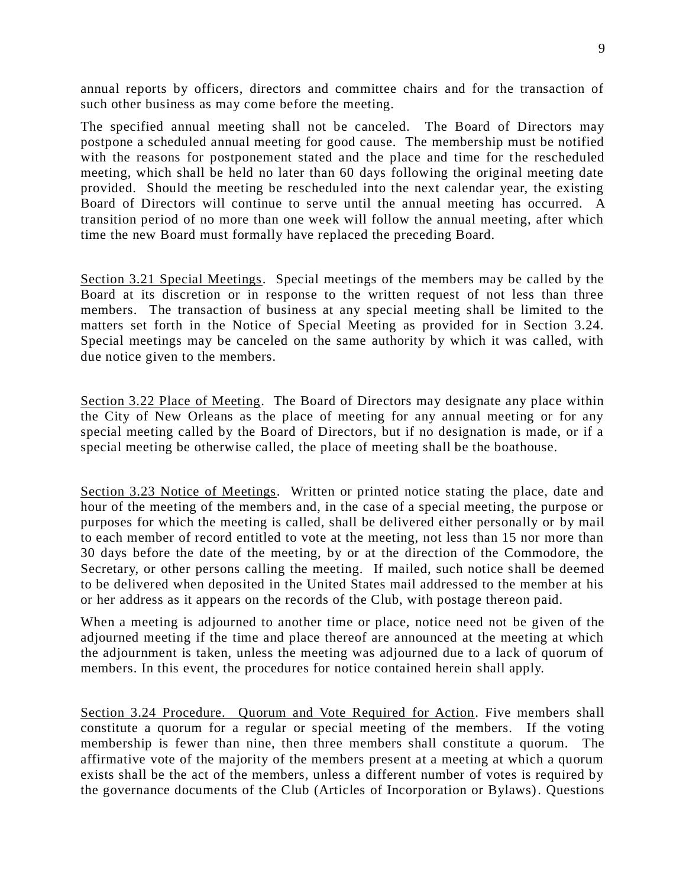annual reports by officers, directors and committee chairs and for the transaction of such other business as may come before the meeting.

The specified annual meeting shall not be canceled. The Board of Directors may postpone a scheduled annual meeting for good cause. The membership must be notified with the reasons for postponement stated and the place and time for the rescheduled meeting, which shall be held no later than 60 days following the original meeting date provided. Should the meeting be rescheduled into the next calendar year, the existing Board of Directors will continue to serve until the annual meeting has occurred. A transition period of no more than one week will follow the annual meeting, after which time the new Board must formally have replaced the preceding Board.

<u>Section 3.21 Special Meetings</u>. Special meetings of the members may be called by the Board at its discretion or in response to the written request of not less than three members. The transaction of business at any special meeting shall be limited to the matters set forth in the Notice of Special Meeting as provided for in Section 3.24. Special meetings may be canceled on the same authority by which it was called, with due notice given to the members.

<u>Section 3.22 Place of Meeting</u>. The Board of Directors may designate any place within the City of New Orleans as the place of meeting for any annual meeting or for any special meeting called by the Board of Directors, but if no designation is made, or if a special meeting be otherwise called, the place of meeting shall be the boathouse.

<u>Section 3.23 Notice of Meetings</u>. Written or printed notice stating the place, date and hour of the meeting of the members and, in the case of a special meeting, the purpose or purposes for which the meeting is called, shall be delivered either personally or by mail to each member of record entitled to vote at the meeting, not less than 15 nor more than 30 days before the date of the meeting, by or at the direction of the Commodore, the Secretary, or other persons calling the meeting. If mailed, such notice shall be deemed to be delivered when deposited in the United States mail addressed to the member at his or her address as it appears on the records of the Club, with postage thereon paid.

When a meeting is adjourned to another time or place, notice need not be given of the adjourned meeting if the time and place thereof are announced at the meeting at which the adjournment is taken, unless the meeting was adjourned due to a lack of quorum of members. In this event, the procedures for notice contained herein shall apply.

<u>Section 3.24 Procedure. Quorum and Vote Required for Action</u>. Five members shall constitute a quorum for a regular or special meeting of the members. If the voting membership is fewer than nine, then three members shall constitute a quorum. The affirmative vote of the majority of the members present at a meeting at which a quorum exists shall be the act of the members, unless a different number of votes is required by the governance documents of the Club (Articles of Incorporation or Bylaws). Questions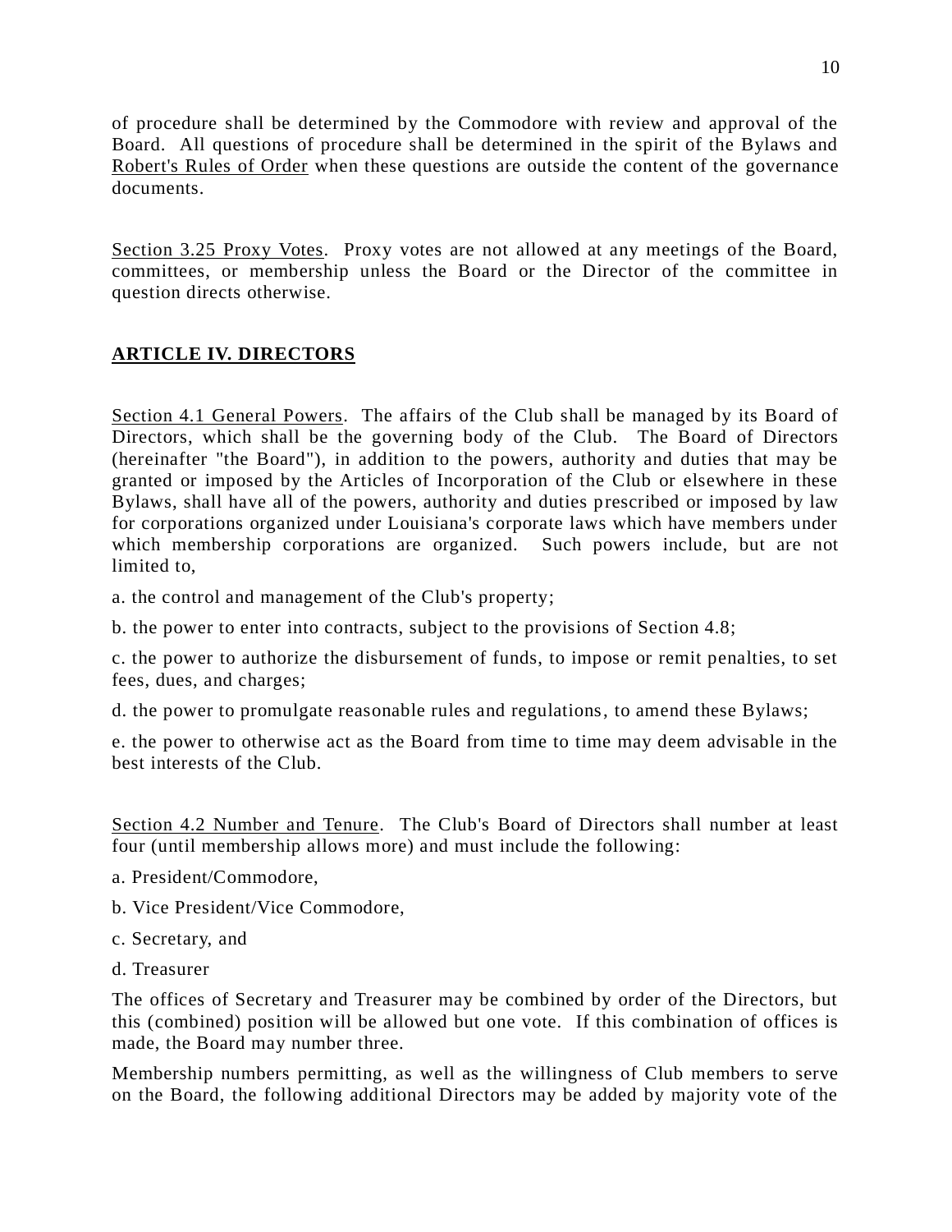of procedure shall be determined by the Commodore with review and approval of the Board. All questions of procedure shall be determined in the spirit of the Bylaws and Robert's Rules of Order when these questions are outside the content of the governance documents.

Section 3.25 Proxy Votes. Proxy votes are not allowed at any meetings of the Board, committees, or membership unless the Board or the Director of the committee in question directs otherwise.

## ARTICLE IV. DIRECTORS

Section 4.1 General Powers. The affairs of the Club shall be managed by its Board of Directors, which shall be the governing body of the Club. The Board of Directors (hereinafter "the Board"), in addition to the powers, authority and duties that may be granted or imposed by the Articles of Incorporation of the Club or elsewhere in these Bylaws, shall have all of the powers, authority and duties prescribed or imposed by law for corporations organized under Louisiana's corporate laws which have members under which membership corporations are organized. Such powers include, but are not limited to,

a. the control and management of the Club's property;

b. the power to enter into contracts, subject to the provisions of Section 4.8;

c. the power to authorize the disbursement of funds, to impose or remit penalties, to set fees, dues, and charges;

d. the power to promulgate reasonable rules and regulations, to amend these Bylaws;

e. the power to otherwise act as the Board from time to time may deem advisable in the best interests of the Club.

Section 4.2 Number and Tenure. The Club's Board of Directors shall number at least four (until membership allows more) and must include the following:

a. President/Commodore,

b. Vice President/Vice Commodore,

c. Secretary, and

d. Treasurer

The offices of Secretary and Treasurer may be combined by order of the Directors, but this (combined) position will be allowed but one vote. If this combination of offices is made, the Board may number three.

Membership numbers permitting, as well as the willingness of Club members to serve on the Board, the following additional Directors may be added by majority vote of the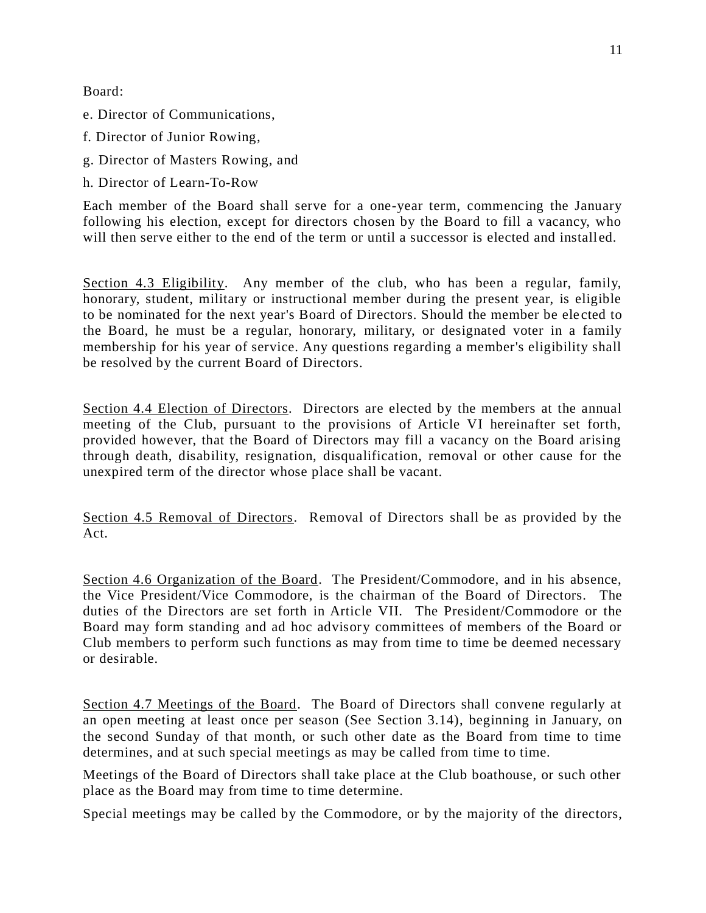Board:

e. Director of Communications,

f. Director of Junior Rowing,

g. Director of Masters Rowing, and

h. Director of Learn-To-Row

Each member of the Board shall serve for a one-year term, commencing the January following his election, except for directors chosen by the Board to fill a vacancy, who will then serve either to the end of the term or until a successor is elected and installed.

<u>Section 4.3 Eligibility</u>. Any member of the club, who has been a regular, family, honorary, student, military or instructional member during the present year, is eligible to be nominated for the next year's Board of Directors. Should the member be elected to the Board, he must be a regular, honorary, military, or designated voter in a family membership for his year of service. Any questions regarding a member's eligibility shall be resolved by the current Board of Directors.

<u>Section 4.4 Election of Directors</u>. Directors are elected by the members at the annual meeting of the Club, pursuant to the provisions of Article VI hereinafter set forth, provided however, that the Board of Directors may fill a vacancy on the Board arising through death, disability, resignation, disqualification, removal or other cause for the unexpired term of the director whose place shall be vacant.

<u>Section 4.5 Removal of Directors</u>. Removal of Directors shall be as provided by the Act.

<u>Section 4.6 Organization of the Board</u>. The President/Commodore, and in his absence, the Vice President/Vice Commodore, is the chairman of the Board of Directors. The duties of the Directors are set forth in Article VII. The President/Commodore or the Board may form standing and ad hoc advisory committees of members of the Board or Club members to perform such functions as may from time to time be deemed necessary or desirable.

<u>Section 4.7 Meetings of the Board</u>. The Board of Directors shall convene regularly at an open meeting at least once per season (See Section 3.14), beginning in January, on the second Sunday of that month, or such other date as the Board from time to time determines, and at such special meetings as may be called from time to time.

Meetings of the Board of Directors shall take place at the Club boathouse, or such other place as the Board may from time to time determine.

Special meetings may be called by the Commodore, or by the majority of the directors,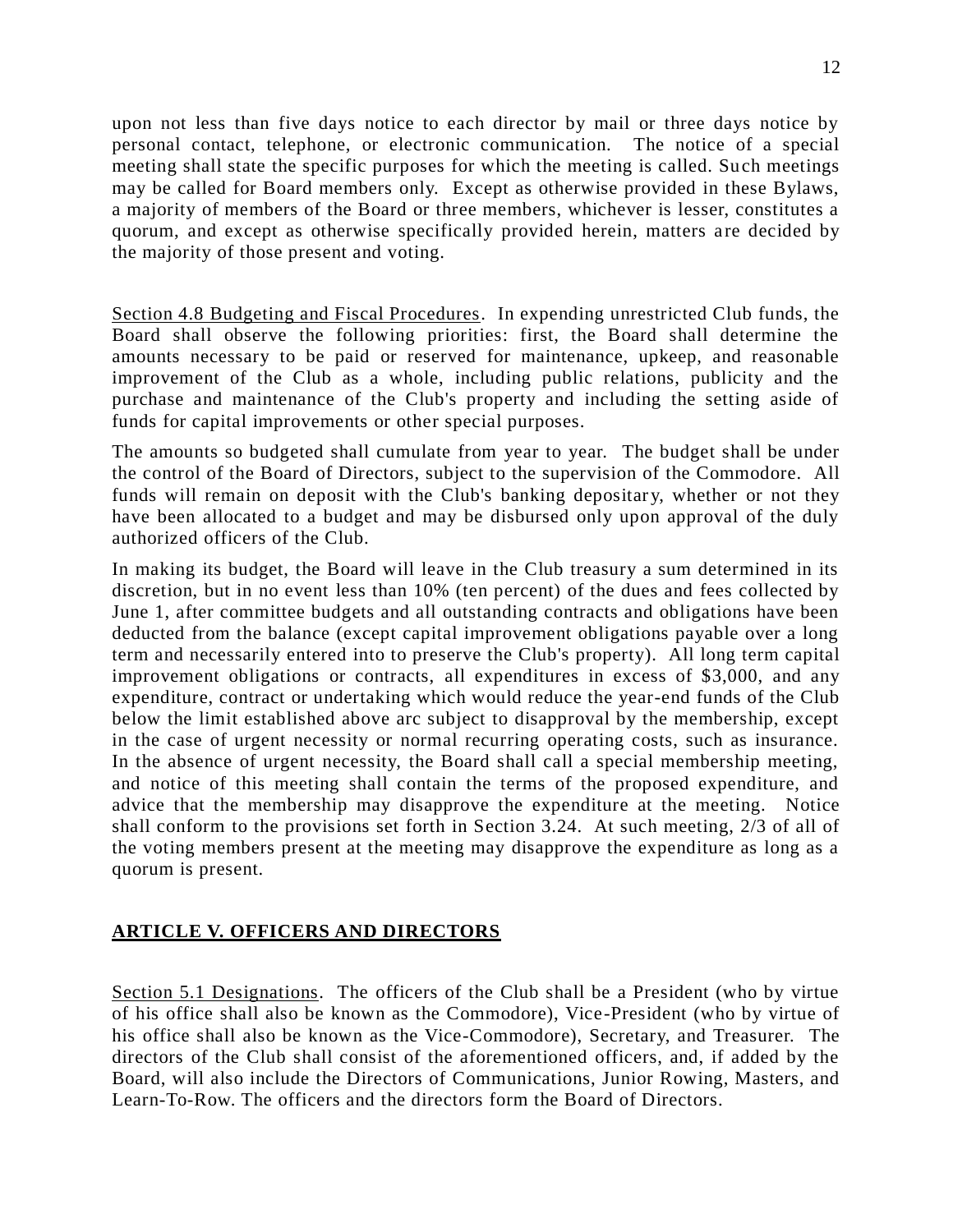upon not less than five days notice to each director by mail or three days notice by personal contact, telephone, or electronic communication. The notice of a special meeting shall state the specific purposes for which the meeting is called. Such meetings may be called for Board members only. Except as otherwise provided in these Bylaws, a majority of members of the Board or three members, whichever is lesser, constitutes a quorum, and except as otherwise specifically provided herein, matters are decided by the majority of those present and voting.

<u>Section 4.8 Budgeting and Fiscal Procedures</u>. In expending unrestricted Club funds, the Board shall observe the following priorities: first, the Board shall determine the amounts necessary to be paid or reserved for maintenance, upkeep, and reasonable improvement of the Club as a whole, including public relations, publicity and the purchase and maintenance of the Club's property and including the setting aside of funds for capital improvements or other special purposes.

The amounts so budgeted shall cumulate from year to year. The budget shall be under the control of the Board of Directors, subject to the supervision of the Commodore. All funds will remain on deposit with the Club's banking depositary, whether or not they have been allocated to a budget and may be disbursed only upon approval of the duly authorized officers of the Club.

In making its budget, the Board will leave in the Club treasury a sum determined in its discretion, but in no event less than 10% (ten percent) of the dues and fees collected by June 1, after committee budgets and all outstanding contracts and obligations have been deducted from the balance (except capital improvement obligations payable over a long term and necessarily entered into to preserve the Club's property). All long term capital improvement obligations or contracts, all expenditures in excess of $3,000, and any expenditure, contract or undertaking which would reduce the year-end funds of the Club below the limit established above arc subject to disapproval by the membership, except in the case of urgent necessity or normal recurring operating costs, such as insurance. In the absence of urgent necessity, the Board shall call a special membership meeting, and notice of this meeting shall contain the terms of the proposed expenditure, and advice that the membership may disapprove the expenditure at the meeting. Notice shall conform to the provisions set forth in Section 3.24. At such meeting, 2/3 of all of the voting members present at the meeting may disapprove the expenditure as long as a quorum is present.

## ARTICLE V. OFFICERS AND DIRECTORS

<u>Section 5.1 Designations</u>. The officers of the Club shall be a President (who by virtue of his office shall also be known as the Commodore), Vice-President (who by virtue of his office shall also be known as the Vice-Commodore), Secretary, and Treasurer. The directors of the Club shall consist of the aforementioned officers, and, if added by the Board, will also include the Directors of Communications, Junior Rowing, Masters, and Learn-To-Row. The officers and the directors form the Board of Directors.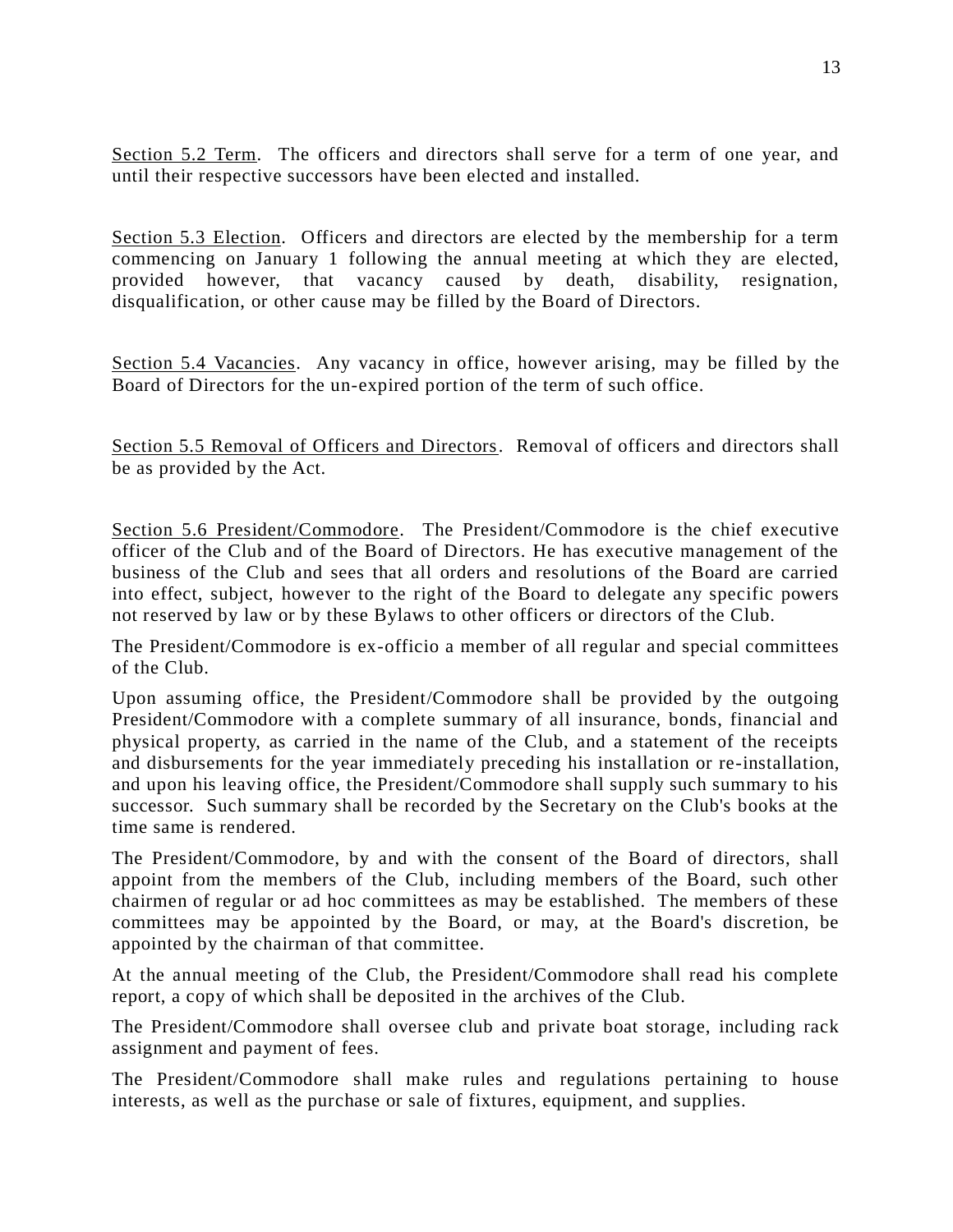<u>Section 5.2 Term</u>. The officers and directors shall serve for a term of one year, and until their respective successors have been elected and installed.

<u>Section 5.3 Election</u>. Officers and directors are elected by the membership for a term commencing on January 1 following the annual meeting at which they are elected, provided however, that vacancy caused by death, disability, resignation, disqualification, or other cause may be filled by the Board of Directors.

<u>Section 5.4 Vacancies</u>. Any vacancy in office, however arising, may be filled by the Board of Directors for the un-expired portion of the term of such office.

<u>Section 5.5 Removal of Officers and Directors</u>. Removal of officers and directors shall be as provided by the Act.

<u>Section 5.6 President/Commodore</u>. The President/Commodore is the chief executive officer of the Club and of the Board of Directors. He has executive management of the business of the Club and sees that all orders and resolutions of the Board are carried into effect, subject, however to the right of the Board to delegate any specific powers not reserved by law or by these Bylaws to other officers or directors of the Club.

The President/Commodore is ex-officio a member of all regular and special committees of the Club.

Upon assuming office, the President/Commodore shall be provided by the outgoing President/Commodore with a complete summary of all insurance, bonds, financial and physical property, as carried in the name of the Club, and a statement of the receipts and disbursements for the year immediately preceding his installation or re-installation, and upon his leaving office, the President/Commodore shall supply such summary to his successor. Such summary shall be recorded by the Secretary on the Club's books at the time same is rendered.

The President/Commodore, by and with the consent of the Board of directors, shall appoint from the members of the Club, including members of the Board, such other chairmen of regular or ad hoc committees as may be established. The members of these committees may be appointed by the Board, or may, at the Board's discretion, be appointed by the chairman of that committee.

At the annual meeting of the Club, the President/Commodore shall read his complete report, a copy of which shall be deposited in the archives of the Club.

The President/Commodore shall oversee club and private boat storage, including rack assignment and payment of fees.

The President/Commodore shall make rules and regulations pertaining to house interests, as well as the purchase or sale of fixtures, equipment, and supplies.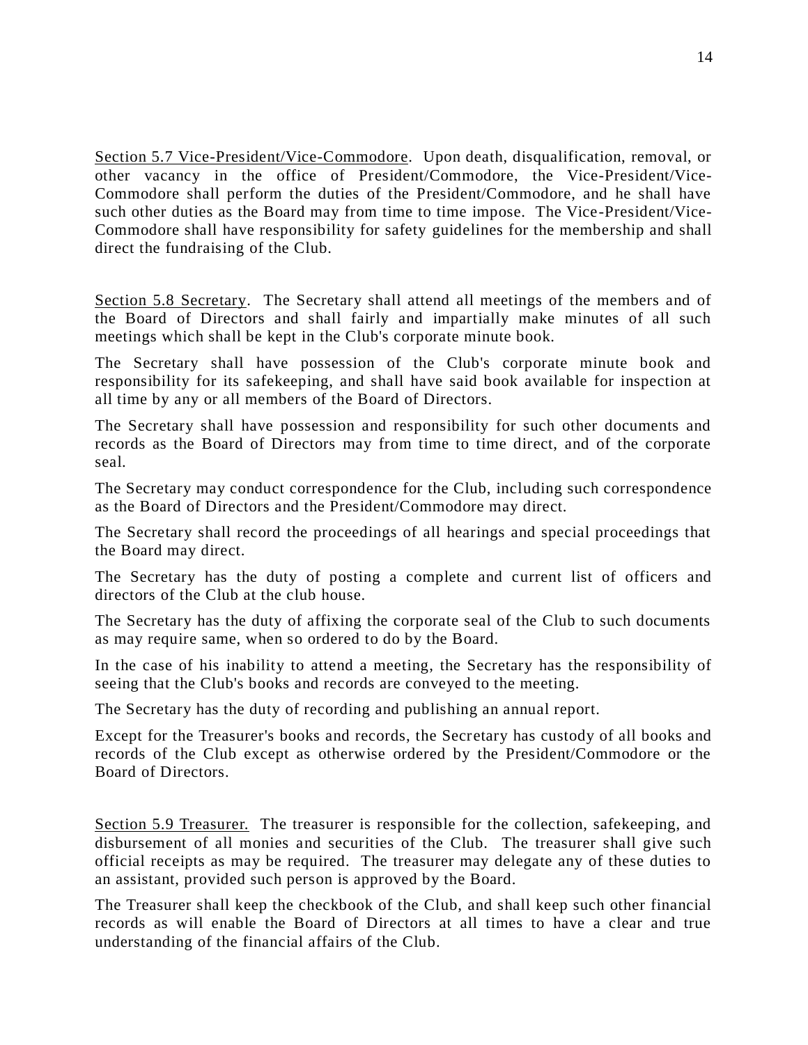<u>Section 5.7 Vice-President/Vice-Commodore</u>. Upon death, disqualification, removal, or other vacancy in the office of President/Commodore, the Vice-President/Vice-Commodore shall perform the duties of the President/Commodore, and he shall have such other duties as the Board may from time to time impose. The Vice-President/Vice-Commodore shall have responsibility for safety guidelines for the membership and shall direct the fundraising of the Club.

<u>Section 5.8 Secretary</u>. The Secretary shall attend all meetings of the members and of the Board of Directors and shall fairly and impartially make minutes of all such meetings which shall be kept in the Club's corporate minute book.

The Secretary shall have possession of the Club's corporate minute book and responsibility for its safekeeping, and shall have said book available for inspection at all time by any or all members of the Board of Directors.

The Secretary shall have possession and responsibility for such other documents and records as the Board of Directors may from time to time direct, and of the corporate seal.

The Secretary may conduct correspondence for the Club, including such correspondence as the Board of Directors and the President/Commodore may direct.

The Secretary shall record the proceedings of all hearings and special proceedings that the Board may direct.

The Secretary has the duty of posting a complete and current list of officers and directors of the Club at the club house.

The Secretary has the duty of affixing the corporate seal of the Club to such documents as may require same, when so ordered to do by the Board.

In the case of his inability to attend a meeting, the Secretary has the responsibility of seeing that the Club's books and records are conveyed to the meeting.

The Secretary has the duty of recording and publishing an annual report.

Except for the Treasurer's books and records, the Secretary has custody of all books and records of the Club except as otherwise ordered by the President/Commodore or the Board of Directors.

<u>Section 5.9 Treasurer.</u> The treasurer is responsible for the collection, safekeeping, and disbursement of all monies and securities of the Club. The treasurer shall give such official receipts as may be required. The treasurer may delegate any of these duties to an assistant, provided such person is approved by the Board.

The Treasurer shall keep the checkbook of the Club, and shall keep such other financial records as will enable the Board of Directors at all times to have a clear and true understanding of the financial affairs of the Club.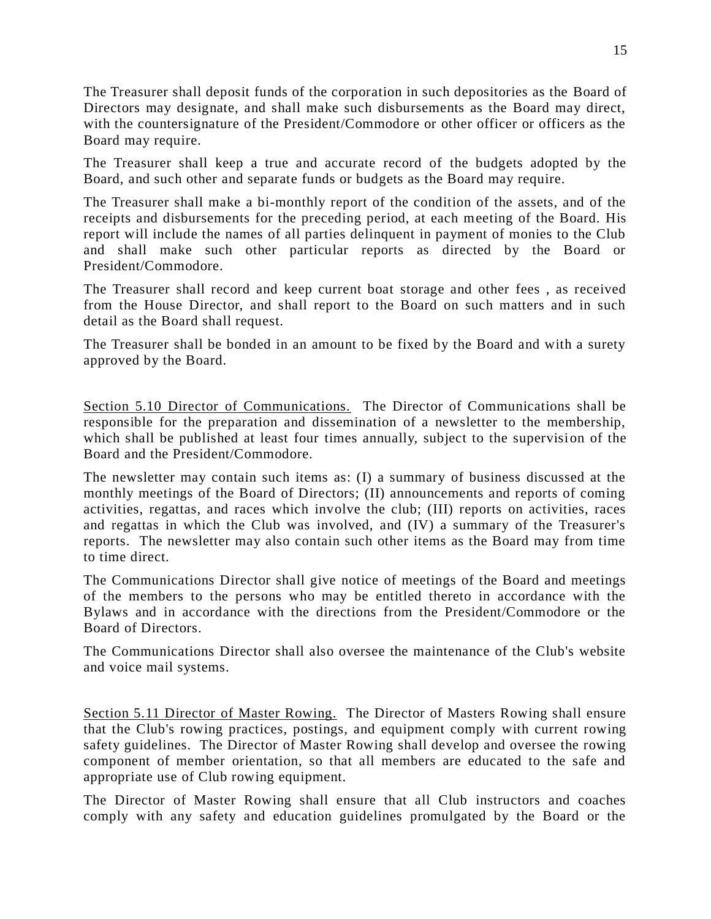The Treasurer shall deposit funds of the corporation in such depositories as the Board of Directors may designate, and shall make such disbursements as the Board may direct, with the countersignature of the President/Commodore or other officer or officers as the Board may require.

The Treasurer shall keep a true and accurate record of the budgets adopted by the Board, and such other and separate funds or budgets as the Board may require.

The Treasurer shall make a bi-monthly report of the condition of the assets, and of the receipts and disbursements for the preceding period, at each meeting of the Board. His report will include the names of all parties delinquent in payment of monies to the Club and shall make such other particular reports as directed by the Board or President/Commodore.

The Treasurer shall record and keep current boat storage and other fees , as received from the House Director, and shall report to the Board on such matters and in such detail as the Board shall request.

The Treasurer shall be bonded in an amount to be fixed by the Board and with a surety approved by the Board.

<u>Section 5.10 Director of Communications.</u> The Director of Communications shall be responsible for the preparation and dissemination of a newsletter to the membership, which shall be published at least four times annually, subject to the supervision of the Board and the President/Commodore.

The newsletter may contain such items as: (I) a summary of business discussed at the monthly meetings of the Board of Directors; (II) announcements and reports of coming activities, regattas, and races which involve the club; (III) reports on activities, races and regattas in which the Club was involved, and (IV) a summary of the Treasurer's reports. The newsletter may also contain such other items as the Board may from time to time direct.

The Communications Director shall give notice of meetings of the Board and meetings of the members to the persons who may be entitled thereto in accordance with the Bylaws and in accordance with the directions from the President/Commodore or the Board of Directors.

The Communications Director shall also oversee the maintenance of the Club's website and voice mail systems.

<u>Section 5.11 Director of Master Rowing.</u> The Director of Masters Rowing shall ensure that the Club's rowing practices, postings, and equipment comply with current rowing safety guidelines. The Director of Master Rowing shall develop and oversee the rowing component of member orientation, so that all members are educated to the safe and appropriate use of Club rowing equipment.

The Director of Master Rowing shall ensure that all Club instructors and coaches comply with any safety and education guidelines promulgated by the Board or the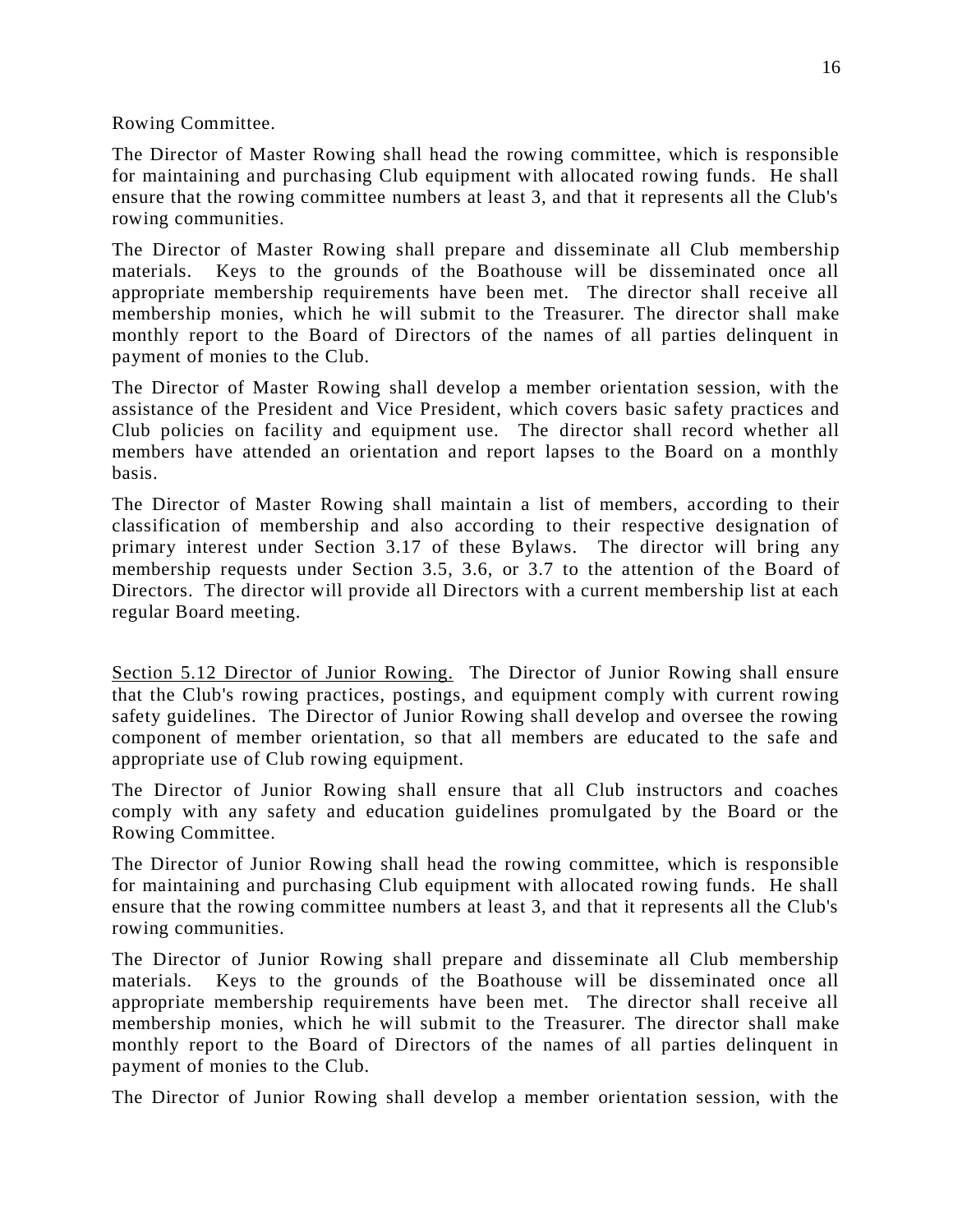Rowing Committee.

The Director of Master Rowing shall head the rowing committee, which is responsible for maintaining and purchasing Club equipment with allocated rowing funds. He shall ensure that the rowing committee numbers at least 3, and that it represents all the Club's rowing communities.

The Director of Master Rowing shall prepare and disseminate all Club membership materials. Keys to the grounds of the Boathouse will be disseminated once all appropriate membership requirements have been met. The director shall receive all membership monies, which he will submit to the Treasurer. The director shall make monthly report to the Board of Directors of the names of all parties delinquent in payment of monies to the Club.

The Director of Master Rowing shall develop a member orientation session, with the assistance of the President and Vice President, which covers basic safety practices and Club policies on facility and equipment use. The director shall record whether all members have attended an orientation and report lapses to the Board on a monthly basis.

The Director of Master Rowing shall maintain a list of members, according to their classification of membership and also according to their respective designation of primary interest under Section 3.17 of these Bylaws. The director will bring any membership requests under Section 3.5, 3.6, or 3.7 to the attention of the Board of Directors. The director will provide all Directors with a current membership list at each regular Board meeting.

<u>Section 5.12 Director of Junior Rowing.</u> The Director of Junior Rowing shall ensure that the Club's rowing practices, postings, and equipment comply with current rowing safety guidelines. The Director of Junior Rowing shall develop and oversee the rowing component of member orientation, so that all members are educated to the safe and appropriate use of Club rowing equipment.

The Director of Junior Rowing shall ensure that all Club instructors and coaches comply with any safety and education guidelines promulgated by the Board or the Rowing Committee.

The Director of Junior Rowing shall head the rowing committee, which is responsible for maintaining and purchasing Club equipment with allocated rowing funds. He shall ensure that the rowing committee numbers at least 3, and that it represents all the Club's rowing communities.

The Director of Junior Rowing shall prepare and disseminate all Club membership materials. Keys to the grounds of the Boathouse will be disseminated once all appropriate membership requirements have been met. The director shall receive all membership monies, which he will submit to the Treasurer. The director shall make monthly report to the Board of Directors of the names of all parties delinquent in payment of monies to the Club.

The Director of Junior Rowing shall develop a member orientation session, with the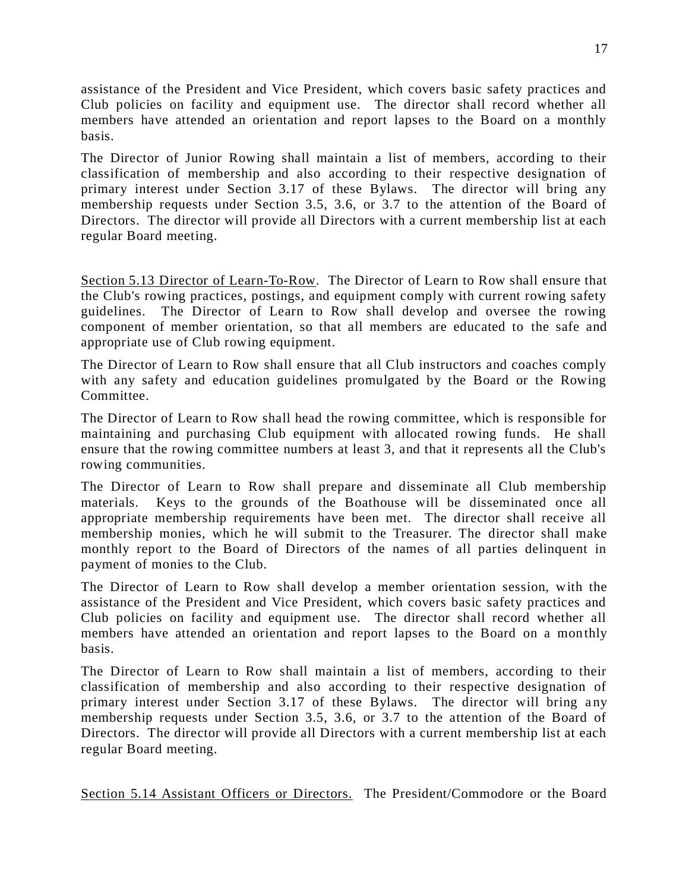assistance of the President and Vice President, which covers basic safety practices and Club policies on facility and equipment use. The director shall record whether all members have attended an orientation and report lapses to the Board on a monthly basis.

The Director of Junior Rowing shall maintain a list of members, according to their classification of membership and also according to their respective designation of primary interest under Section 3.17 of these Bylaws. The director will bring any membership requests under Section 3.5, 3.6, or 3.7 to the attention of the Board of Directors. The director will provide all Directors with a current membership list at each regular Board meeting.

<u>Section 5.13 Director of Learn-To-Row</u>. The Director of Learn to Row shall ensure that the Club's rowing practices, postings, and equipment comply with current rowing safety guidelines. The Director of Learn to Row shall develop and oversee the rowing component of member orientation, so that all members are educated to the safe and appropriate use of Club rowing equipment.

The Director of Learn to Row shall ensure that all Club instructors and coaches comply with any safety and education guidelines promulgated by the Board or the Rowing Committee.

The Director of Learn to Row shall head the rowing committee, which is responsible for maintaining and purchasing Club equipment with allocated rowing funds. He shall ensure that the rowing committee numbers at least 3, and that it represents all the Club's rowing communities.

The Director of Learn to Row shall prepare and disseminate all Club membership materials. Keys to the grounds of the Boathouse will be disseminated once all appropriate membership requirements have been met. The director shall receive all membership monies, which he will submit to the Treasurer. The director shall make monthly report to the Board of Directors of the names of all parties delinquent in payment of monies to the Club.

The Director of Learn to Row shall develop a member orientation session, with the assistance of the President and Vice President, which covers basic safety practices and Club policies on facility and equipment use. The director shall record whether all members have attended an orientation and report lapses to the Board on a monthly basis.

The Director of Learn to Row shall maintain a list of members, according to their classification of membership and also according to their respective designation of primary interest under Section 3.17 of these Bylaws. The director will bring any membership requests under Section 3.5, 3.6, or 3.7 to the attention of the Board of Directors. The director will provide all Directors with a current membership list at each regular Board meeting.

<u>Section 5.14 Assistant Officers or Directors.</u> The President/Commodore or the Board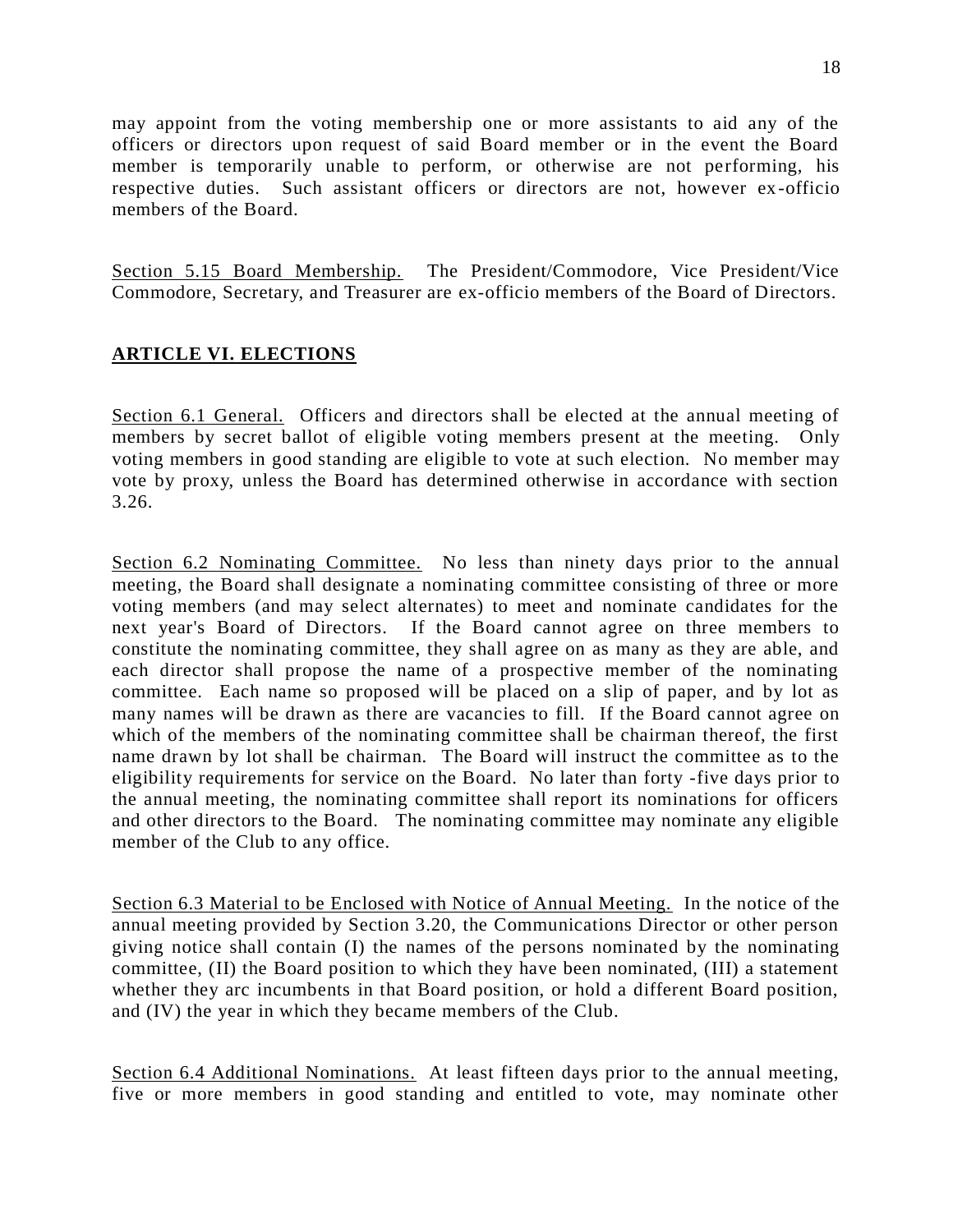may appoint from the voting membership one or more assistants to aid any of the officers or directors upon request of said Board member or in the event the Board member is temporarily unable to perform, or otherwise are not performing, his respective duties. Such assistant officers or directors are not, however ex-officio members of the Board.

Section 5.15 Board Membership. The President/Commodore, Vice President/Vice Commodore, Secretary, and Treasurer are ex-officio members of the Board of Directors.

## ARTICLE VI. ELECTIONS

Section 6.1 General. Officers and directors shall be elected at the annual meeting of members by secret ballot of eligible voting members present at the meeting. Only voting members in good standing are eligible to vote at such election. No member may vote by proxy, unless the Board has determined otherwise in accordance with section 3.26.

Section 6.2 Nominating Committee. No less than ninety days prior to the annual meeting, the Board shall designate a nominating committee consisting of three or more voting members (and may select alternates) to meet and nominate candidates for the next year's Board of Directors. If the Board cannot agree on three members to constitute the nominating committee, they shall agree on as many as they are able, and each director shall propose the name of a prospective member of the nominating committee. Each name so proposed will be placed on a slip of paper, and by lot as many names will be drawn as there are vacancies to fill. If the Board cannot agree on which of the members of the nominating committee shall be chairman thereof, the first name drawn by lot shall be chairman. The Board will instruct the committee as to the eligibility requirements for service on the Board. No later than forty -five days prior to the annual meeting, the nominating committee shall report its nominations for officers and other directors to the Board. The nominating committee may nominate any eligible member of the Club to any office.

Section 6.3 Material to be Enclosed with Notice of Annual Meeting. In the notice of the annual meeting provided by Section 3.20, the Communications Director or other person giving notice shall contain (I) the names of the persons nominated by the nominating committee, (II) the Board position to which they have been nominated, (III) a statement whether they arc incumbents in that Board position, or hold a different Board position, and (IV) the year in which they became members of the Club.

Section 6.4 Additional Nominations. At least fifteen days prior to the annual meeting, five or more members in good standing and entitled to vote, may nominate other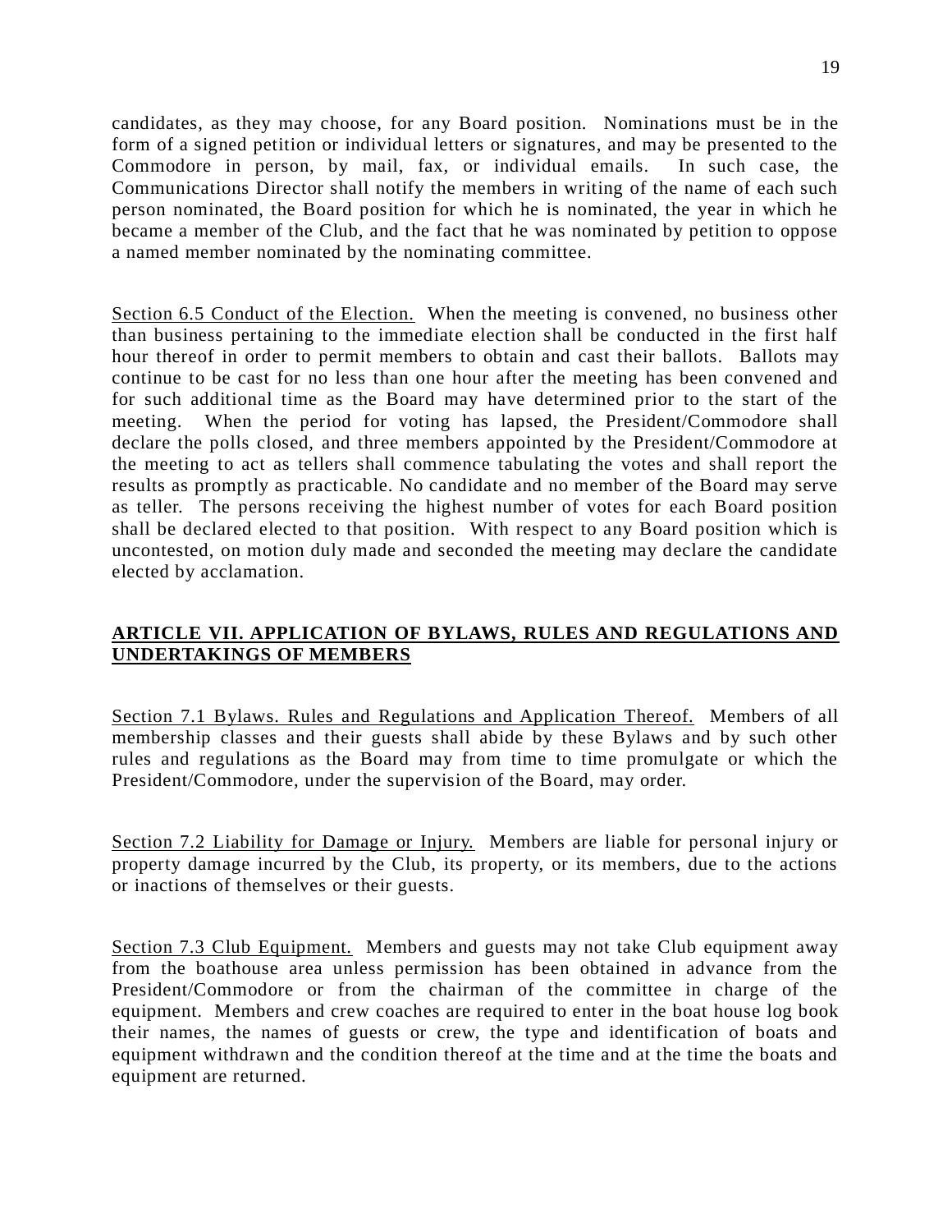candidates, as they may choose, for any Board position. Nominations must be in the form of a signed petition or individual letters or signatures, and may be presented to the Commodore in person, by mail, fax, or individual emails. In such case, the Communications Director shall notify the members in writing of the name of each such person nominated, the Board position for which he is nominated, the year in which he became a member of the Club, and the fact that he was nominated by petition to oppose a named member nominated by the nominating committee.

Section 6.5 Conduct of the Election. When the meeting is convened, no business other than business pertaining to the immediate election shall be conducted in the first half hour thereof in order to permit members to obtain and cast their ballots. Ballots may continue to be cast for no less than one hour after the meeting has been convened and for such additional time as the Board may have determined prior to the start of the meeting. When the period for voting has lapsed, the President/Commodore shall declare the polls closed, and three members appointed by the President/Commodore at the meeting to act as tellers shall commence tabulating the votes and shall report the results as promptly as practicable. No candidate and no member of the Board may serve as teller. The persons receiving the highest number of votes for each Board position shall be declared elected to that position. With respect to any Board position which is uncontested, on motion duly made and seconded the meeting may declare the candidate elected by acclamation.

## ARTICLE VII. APPLICATION OF BYLAWS, RULES AND REGULATIONS AND UNDERTAKINGS OF MEMBERS

Section 7.1 Bylaws. Rules and Regulations and Application Thereof. Members of all membership classes and their guests shall abide by these Bylaws and by such other rules and regulations as the Board may from time to time promulgate or which the President/Commodore, under the supervision of the Board, may order.

Section 7.2 Liability for Damage or Injury. Members are liable for personal injury or property damage incurred by the Club, its property, or its members, due to the actions or inactions of themselves or their guests.

Section 7.3 Club Equipment. Members and guests may not take Club equipment away from the boathouse area unless permission has been obtained in advance from the President/Commodore or from the chairman of the committee in charge of the equipment. Members and crew coaches are required to enter in the boat house log book their names, the names of guests or crew, the type and identification of boats and equipment withdrawn and the condition thereof at the time and at the time the boats and equipment are returned.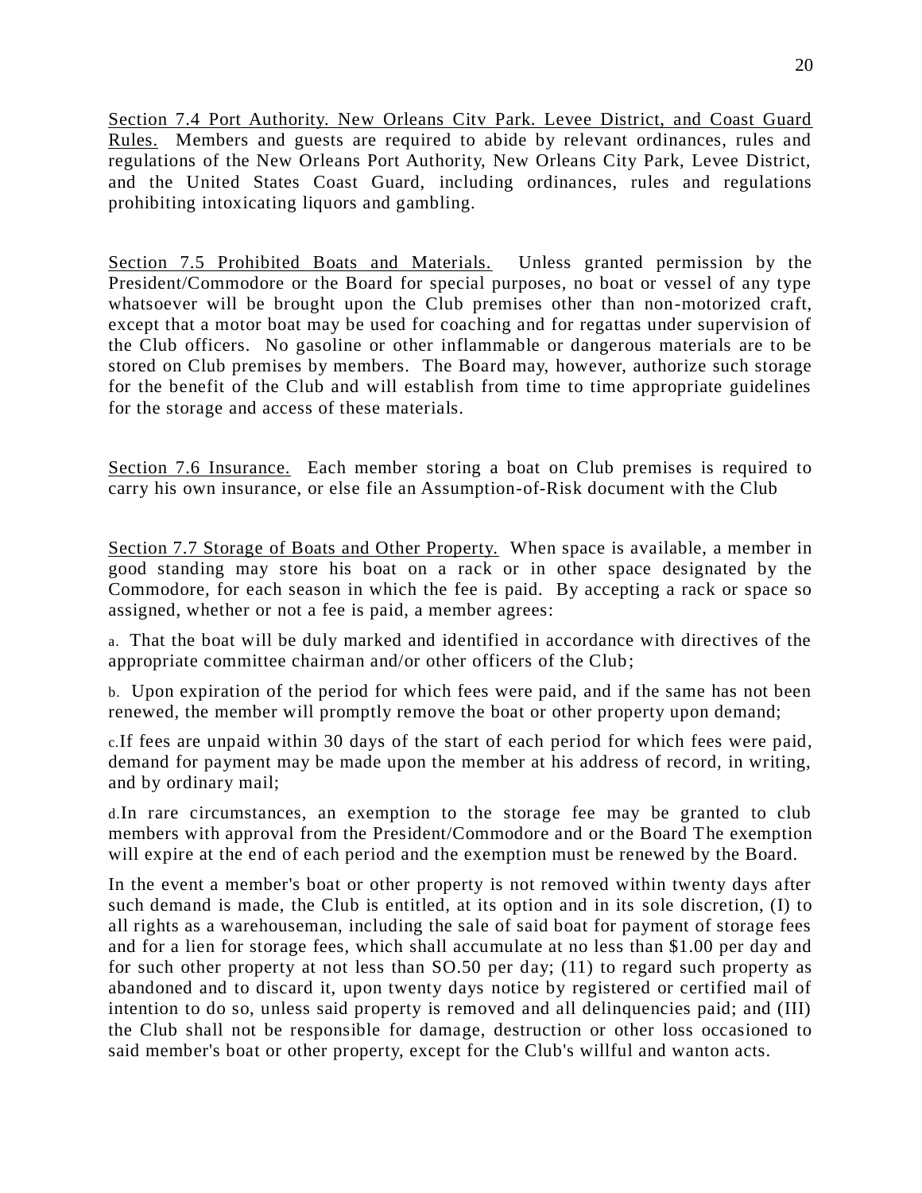Section 7.4 Port Authority. New Orleans Citv Park. Levee District, and Coast Guard Rules. Members and guests are required to abide by relevant ordinances, rules and regulations of the New Orleans Port Authority, New Orleans City Park, Levee District, and the United States Coast Guard, including ordinances, rules and regulations prohibiting intoxicating liquors and gambling.

Section 7.5 Prohibited Boats and Materials. Unless granted permission by the President/Commodore or the Board for special purposes, no boat or vessel of any type whatsoever will be brought upon the Club premises other than non-motorized craft, except that a motor boat may be used for coaching and for regattas under supervision of the Club officers. No gasoline or other inflammable or dangerous materials are to be stored on Club premises by members. The Board may, however, authorize such storage for the benefit of the Club and will establish from time to time appropriate guidelines for the storage and access of these materials.

Section 7.6 Insurance. Each member storing a boat on Club premises is required to carry his own insurance, or else file an Assumption-of-Risk document with the Club

Section 7.7 Storage of Boats and Other Property. When space is available, a member in good standing may store his boat on a rack or in other space designated by the Commodore, for each season in which the fee is paid. By accepting a rack or space so assigned, whether or not a fee is paid, a member agrees:

a. That the boat will be duly marked and identified in accordance with directives of the appropriate committee chairman and/or other officers of the Club;

b. Upon expiration of the period for which fees were paid, and if the same has not been renewed, the member will promptly remove the boat or other property upon demand;

c. If fees are unpaid within 30 days of the start of each period for which fees were paid, demand for payment may be made upon the member at his address of record, in writing, and by ordinary mail;

d. In rare circumstances, an exemption to the storage fee may be granted to club members with approval from the President/Commodore and or the Board The exemption will expire at the end of each period and the exemption must be renewed by the Board.

In the event a member's boat or other property is not removed within twenty days after such demand is made, the Club is entitled, at its option and in its sole discretion, (I) to all rights as a warehouseman, including the sale of said boat for payment of storage fees and for a lien for storage fees, which shall accumulate at no less than $1.00 per day and for such other property at not less than SO.50 per day; (11) to regard such property as abandoned and to discard it, upon twenty days notice by registered or certified mail of intention to do so, unless said property is removed and all delinquencies paid; and (III) the Club shall not be responsible for damage, destruction or other loss occasioned to said member's boat or other property, except for the Club's willful and wanton acts.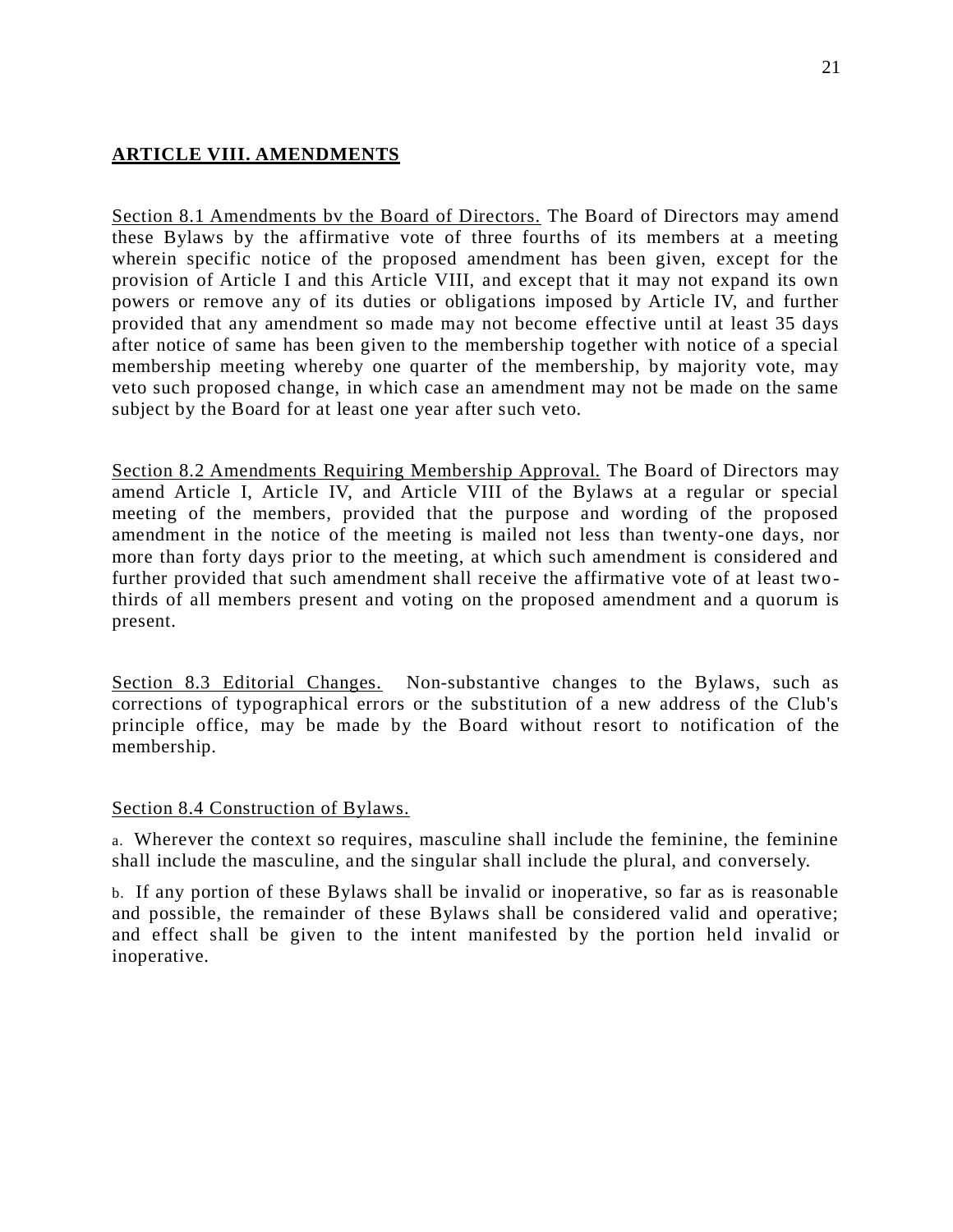## ARTICLE VIII. AMENDMENTS

Section 8.1 Amendments bv the Board of Directors. The Board of Directors may amend these Bylaws by the affirmative vote of three fourths of its members at a meeting wherein specific notice of the proposed amendment has been given, except for the provision of Article I and this Article VIII, and except that it may not expand its own powers or remove any of its duties or obligations imposed by Article IV, and further provided that any amendment so made may not become effective until at least 35 days after notice of same has been given to the membership together with notice of a special membership meeting whereby one quarter of the membership, by majority vote, may veto such proposed change, in which case an amendment may not be made on the same subject by the Board for at least one year after such veto.

Section 8.2 Amendments Requiring Membership Approval. The Board of Directors may amend Article I, Article IV, and Article VIII of the Bylaws at a regular or special meeting of the members, provided that the purpose and wording of the proposed amendment in the notice of the meeting is mailed not less than twenty-one days, nor more than forty days prior to the meeting, at which such amendment is considered and further provided that such amendment shall receive the affirmative vote of at least two-thirds of all members present and voting on the proposed amendment and a quorum is present.

Section 8.3 Editorial Changes. Non-substantive changes to the Bylaws, such as corrections of typographical errors or the substitution of a new address of the Club's principle office, may be made by the Board without resort to notification of the membership.

Section 8.4 Construction of Bylaws.

a. Wherever the context so requires, masculine shall include the feminine, the feminine shall include the masculine, and the singular shall include the plural, and conversely.

b. If any portion of these Bylaws shall be invalid or inoperative, so far as is reasonable and possible, the remainder of these Bylaws shall be considered valid and operative; and effect shall be given to the intent manifested by the portion held invalid or inoperative.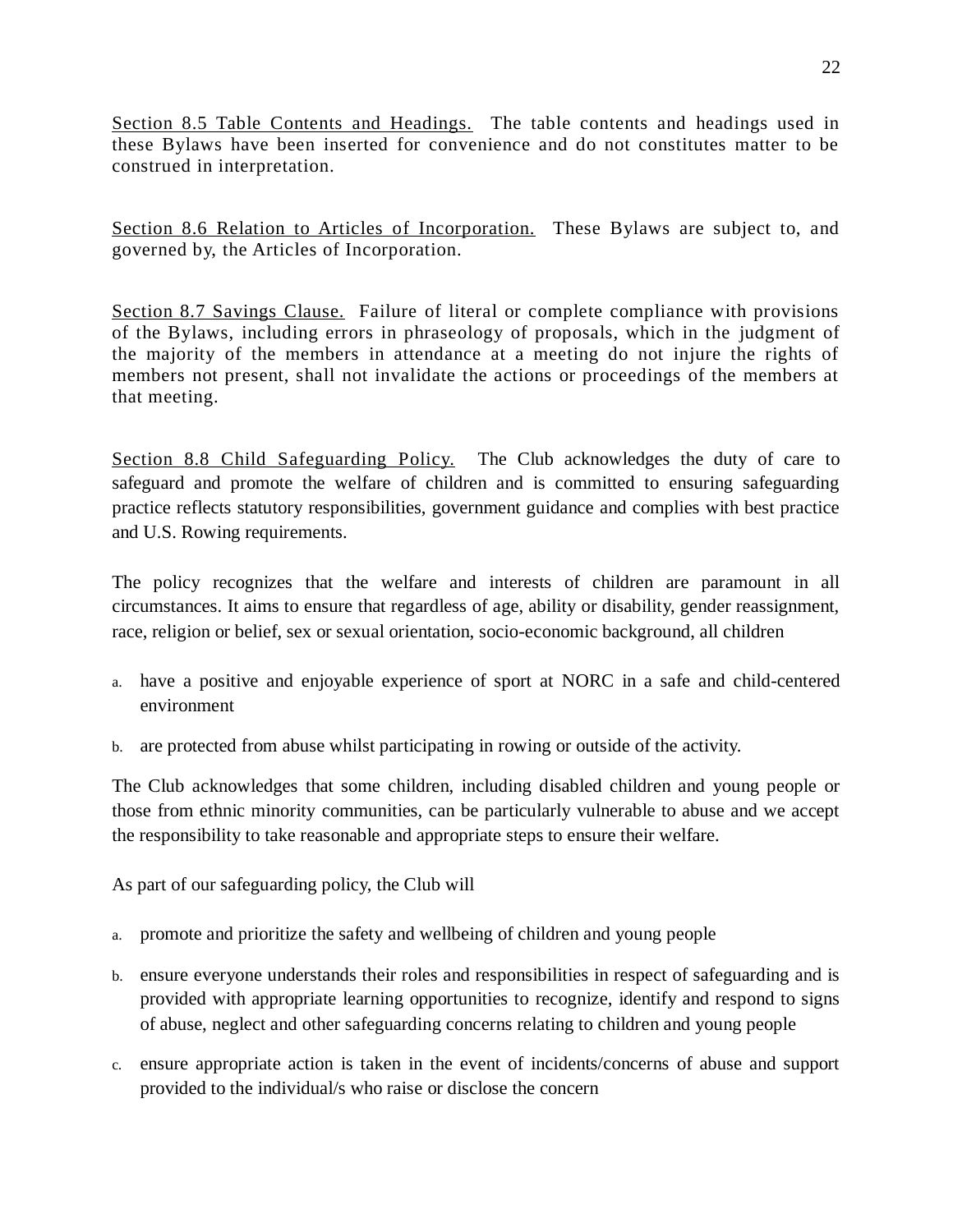<u>Section 8.5 Table Contents and Headings.</u> The table contents and headings used in these Bylaws have been inserted for convenience and do not constitutes matter to be construed in interpretation.

<u>Section 8.6 Relation to Articles of Incorporation.</u> These Bylaws are subject to, and governed by, the Articles of Incorporation.

<u>Section 8.7 Savings Clause.</u> Failure of literal or complete compliance with provisions of the Bylaws, including errors in phraseology of proposals, which in the judgment of the majority of the members in attendance at a meeting do not injure the rights of members not present, shall not invalidate the actions or proceedings of the members at that meeting.

<u>Section 8.8 Child Safeguarding Policy.</u> The Club acknowledges the duty of care to safeguard and promote the welfare of children and is committed to ensuring safeguarding practice reflects statutory responsibilities, government guidance and complies with best practice and U.S. Rowing requirements.

The policy recognizes that the welfare and interests of children are paramount in all circumstances. It aims to ensure that regardless of age, ability or disability, gender reassignment, race, religion or belief, sex or sexual orientation, socio-economic background, all children

a. have a positive and enjoyable experience of sport at NORC in a safe and child-centered environment
b. are protected from abuse whilst participating in rowing or outside of the activity.

The Club acknowledges that some children, including disabled children and young people or those from ethnic minority communities, can be particularly vulnerable to abuse and we accept the responsibility to take reasonable and appropriate steps to ensure their welfare.

As part of our safeguarding policy, the Club will

a. promote and prioritize the safety and wellbeing of children and young people
b. ensure everyone understands their roles and responsibilities in respect of safeguarding and is provided with appropriate learning opportunities to recognize, identify and respond to signs of abuse, neglect and other safeguarding concerns relating to children and young people
c. ensure appropriate action is taken in the event of incidents/concerns of abuse and support provided to the individual/s who raise or disclose the concern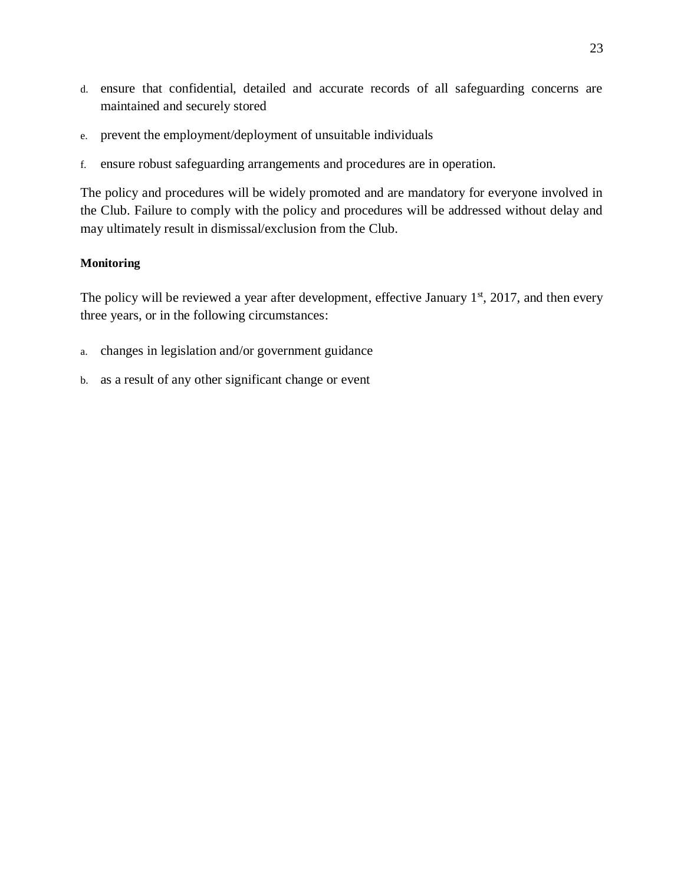d. ensure that confidential, detailed and accurate records of all safeguarding concerns are maintained and securely stored

e. prevent the employment/deployment of unsuitable individuals

f. ensure robust safeguarding arrangements and procedures are in operation.

The policy and procedures will be widely promoted and are mandatory for everyone involved in the Club. Failure to comply with the policy and procedures will be addressed without delay and may ultimately result in dismissal/exclusion from the Club.

**Monitoring**

The policy will be reviewed a year after development, effective January 1st, 2017, and then every three years, or in the following circumstances:

a. changes in legislation and/or government guidance

b. as a result of any other significant change or event